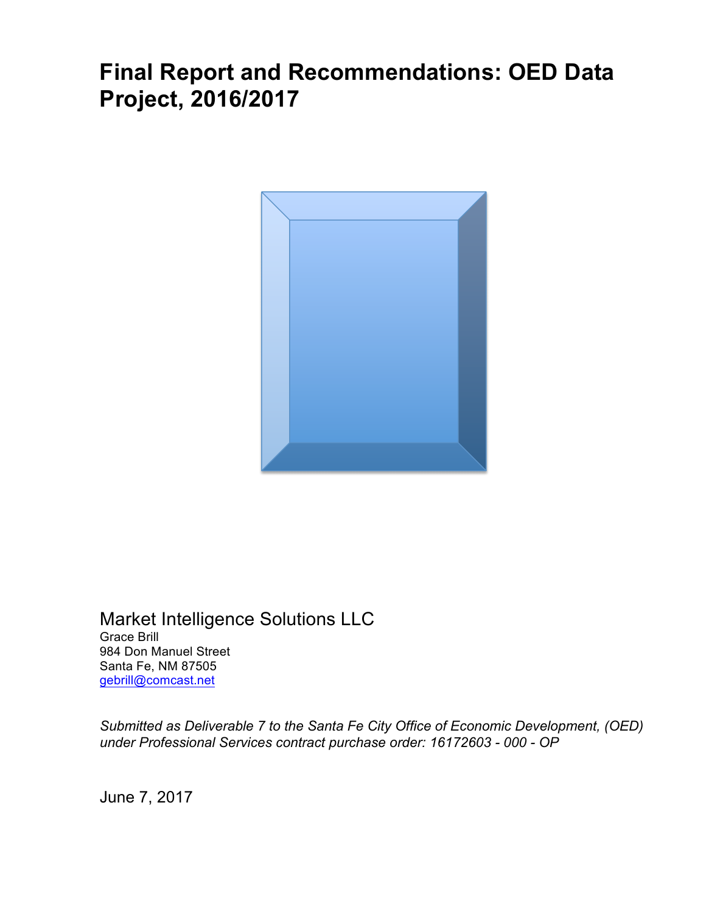# Final Report and Recommendations: OED Data Project, 2016/2017

Market Intelligence Solutions LLC

Grace Brill
984 Don Manuel Street
Santa Fe, NM 87505
gebrill@comcast.net

*Submitted as Deliverable 7 to the Santa Fe City Office of Economic Development, (OED) under Professional Services contract purchase order: 16172603 - 000 - OP*

June 7, 2017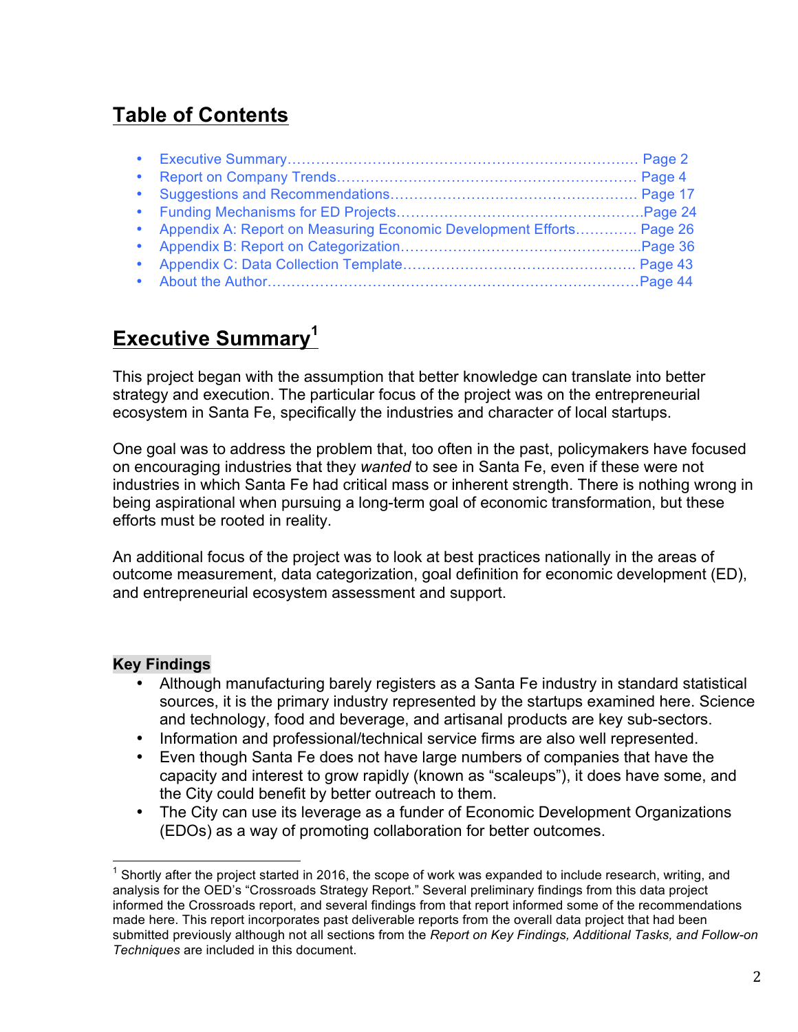## Table of Contents

- Executive Summary………………………………………………………………… Page 2
- Report on Company Trends……………………………………………………… Page 4
- Suggestions and Recommendations…………………………………………… Page 17
- Funding Mechanisms for ED Projects……………………………………………Page 24
- Appendix A: Report on Measuring Economic Development Efforts…………. Page 26
- Appendix B: Report on Categorization…………………………………………..Page 36
- Appendix C: Data Collection Template………………………………………… Page 43
- About the Author……………………………………………………………………Page 44

## Executive Summary[1]

This project began with the assumption that better knowledge can translate into better strategy and execution. The particular focus of the project was on the entrepreneurial ecosystem in Santa Fe, specifically the industries and character of local startups.

One goal was to address the problem that, too often in the past, policymakers have focused on encouraging industries that they *wanted* to see in Santa Fe, even if these were not industries in which Santa Fe had critical mass or inherent strength. There is nothing wrong in being aspirational when pursuing a long-term goal of economic transformation, but these efforts must be rooted in reality.

An additional focus of the project was to look at best practices nationally in the areas of outcome measurement, data categorization, goal definition for economic development (ED), and entrepreneurial ecosystem assessment and support.

**Key Findings**

- Although manufacturing barely registers as a Santa Fe industry in standard statistical sources, it is the primary industry represented by the startups examined here. Science and technology, food and beverage, and artisanal products are key sub-sectors.
- Information and professional/technical service firms are also well represented.
- Even though Santa Fe does not have large numbers of companies that have the capacity and interest to grow rapidly (known as "scaleups"), it does have some, and the City could benefit by better outreach to them.
- The City can use its leverage as a funder of Economic Development Organizations (EDOs) as a way of promoting collaboration for better outcomes.

[1] Shortly after the project started in 2016, the scope of work was expanded to include research, writing, and analysis for the OED's "Crossroads Strategy Report." Several preliminary findings from this data project informed the Crossroads report, and several findings from that report informed some of the recommendations made here. This report incorporates past deliverable reports from the overall data project that had been submitted previously although not all sections from the *Report on Key Findings, Additional Tasks, and Follow-on Techniques* are included in this document.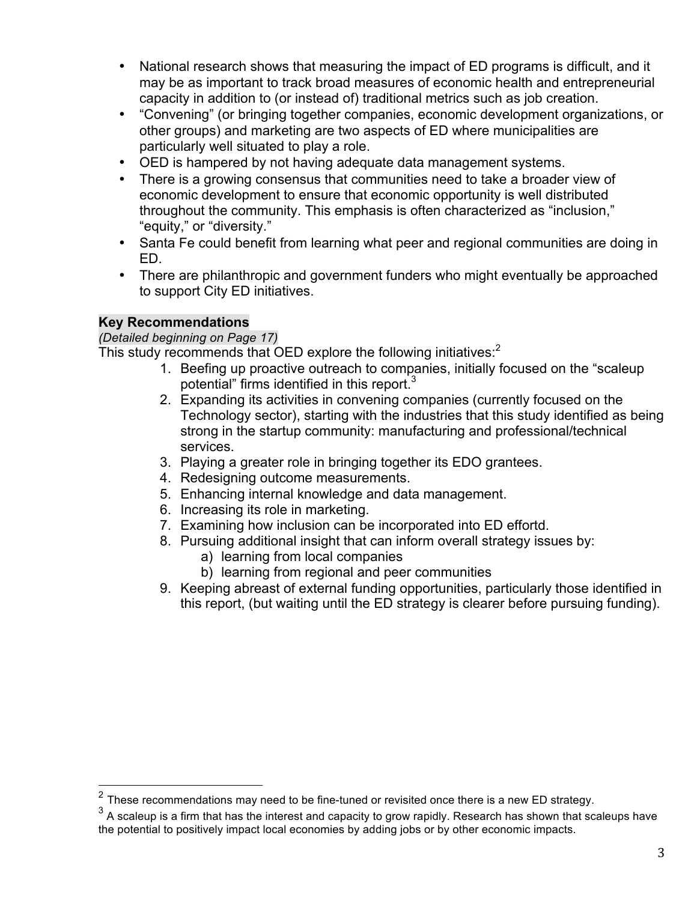- National research shows that measuring the impact of ED programs is difficult, and it may be as important to track broad measures of economic health and entrepreneurial capacity in addition to (or instead of) traditional metrics such as job creation.
- "Convening" (or bringing together companies, economic development organizations, or other groups) and marketing are two aspects of ED where municipalities are particularly well situated to play a role.
- OED is hampered by not having adequate data management systems.
- There is a growing consensus that communities need to take a broader view of economic development to ensure that economic opportunity is well distributed throughout the community. This emphasis is often characterized as "inclusion," "equity," or "diversity."
- Santa Fe could benefit from learning what peer and regional communities are doing in ED.
- There are philanthropic and government funders who might eventually be approached to support City ED initiatives.

**Key Recommendations**

*(Detailed beginning on Page 17)*

This study recommends that OED explore the following initiatives:[2]

1. Beefing up proactive outreach to companies, initially focused on the "scaleup potential" firms identified in this report.[3]
2. Expanding its activities in convening companies (currently focused on the Technology sector), starting with the industries that this study identified as being strong in the startup community: manufacturing and professional/technical services.
3. Playing a greater role in bringing together its EDO grantees.
4. Redesigning outcome measurements.
5. Enhancing internal knowledge and data management.
6. Increasing its role in marketing.
7. Examining how inclusion can be incorporated into ED effortd.
8. Pursuing additional insight that can inform overall strategy issues by:
   a) learning from local companies
   b) learning from regional and peer communities
9. Keeping abreast of external funding opportunities, particularly those identified in this report, (but waiting until the ED strategy is clearer before pursuing funding).

---

[2] These recommendations may need to be fine-tuned or revisited once there is a new ED strategy.

[3] A scaleup is a firm that has the interest and capacity to grow rapidly. Research has shown that scaleups have the potential to positively impact local economies by adding jobs or by other economic impacts.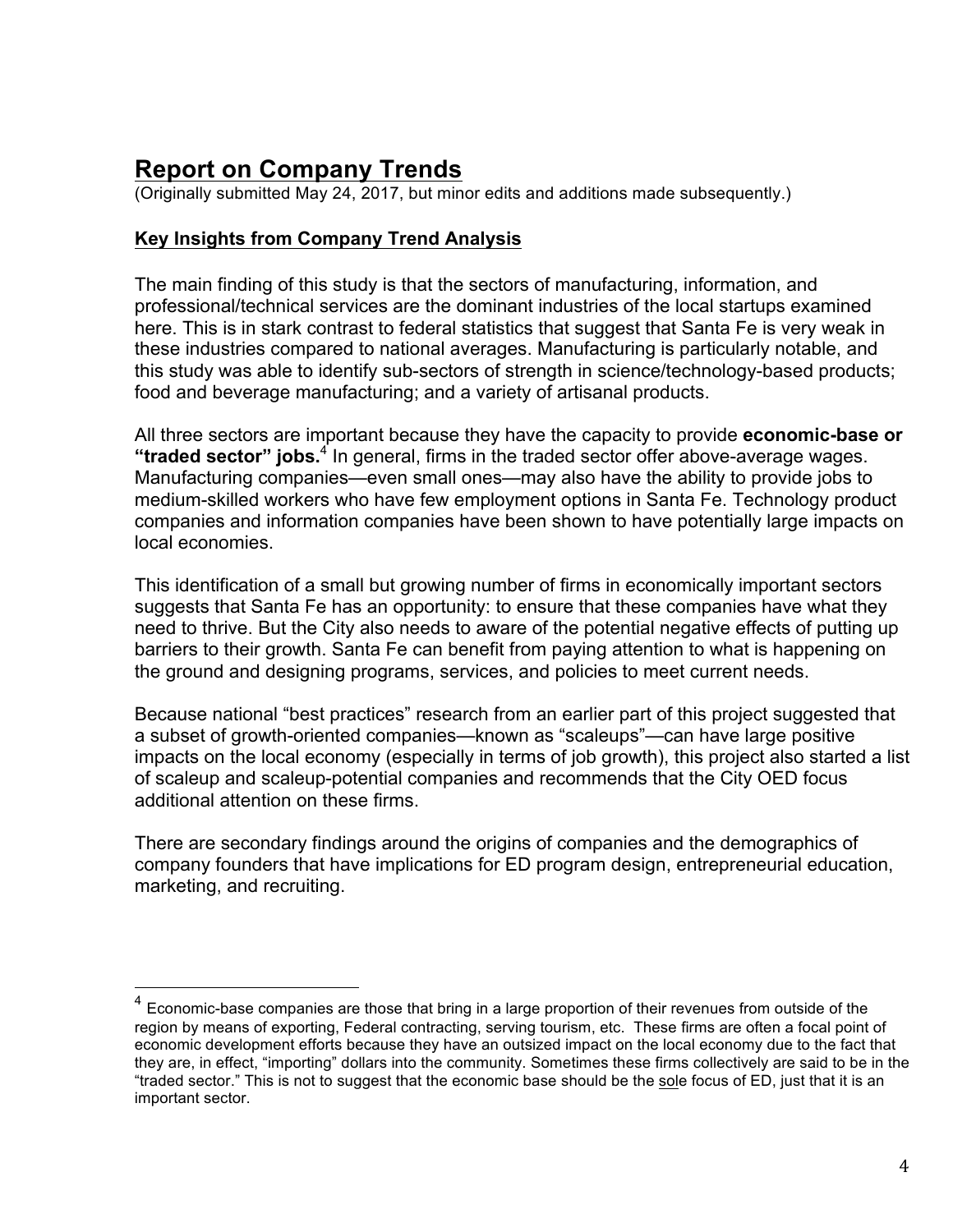# Report on Company Trends

(Originally submitted May 24, 2017, but minor edits and additions made subsequently.)

## Key Insights from Company Trend Analysis

The main finding of this study is that the sectors of manufacturing, information, and professional/technical services are the dominant industries of the local startups examined here. This is in stark contrast to federal statistics that suggest that Santa Fe is very weak in these industries compared to national averages. Manufacturing is particularly notable, and this study was able to identify sub-sectors of strength in science/technology-based products; food and beverage manufacturing; and a variety of artisanal products.

All three sectors are important because they have the capacity to provide **economic-base or "traded sector" jobs.**[4] In general, firms in the traded sector offer above-average wages. Manufacturing companies—even small ones—may also have the ability to provide jobs to medium-skilled workers who have few employment options in Santa Fe. Technology product companies and information companies have been shown to have potentially large impacts on local economies.

This identification of a small but growing number of firms in economically important sectors suggests that Santa Fe has an opportunity: to ensure that these companies have what they need to thrive. But the City also needs to aware of the potential negative effects of putting up barriers to their growth. Santa Fe can benefit from paying attention to what is happening on the ground and designing programs, services, and policies to meet current needs.

Because national "best practices" research from an earlier part of this project suggested that a subset of growth-oriented companies—known as "scaleups"—can have large positive impacts on the local economy (especially in terms of job growth), this project also started a list of scaleup and scaleup-potential companies and recommends that the City OED focus additional attention on these firms.

There are secondary findings around the origins of companies and the demographics of company founders that have implications for ED program design, entrepreneurial education, marketing, and recruiting.

---

[4] Economic-base companies are those that bring in a large proportion of their revenues from outside of the region by means of exporting, Federal contracting, serving tourism, etc. These firms are often a focal point of economic development efforts because they have an outsized impact on the local economy due to the fact that they are, in effect, "importing" dollars into the community. Sometimes these firms collectively are said to be in the "traded sector." This is not to suggest that the economic base should be the sole focus of ED, just that it is an important sector.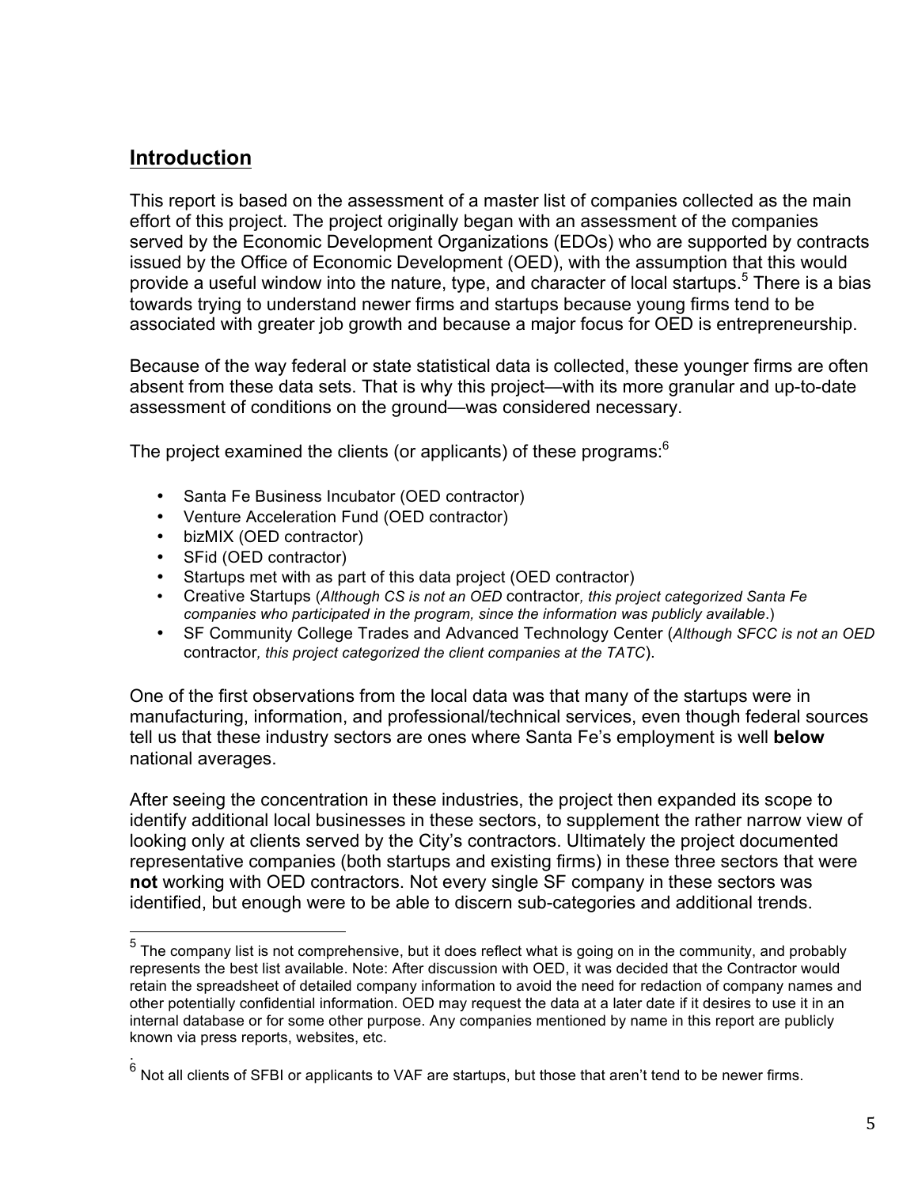## Introduction

This report is based on the assessment of a master list of companies collected as the main effort of this project. The project originally began with an assessment of the companies served by the Economic Development Organizations (EDOs) who are supported by contracts issued by the Office of Economic Development (OED), with the assumption that this would provide a useful window into the nature, type, and character of local startups.[5] There is a bias towards trying to understand newer firms and startups because young firms tend to be associated with greater job growth and because a major focus for OED is entrepreneurship.

Because of the way federal or state statistical data is collected, these younger firms are often absent from these data sets. That is why this project—with its more granular and up-to-date assessment of conditions on the ground—was considered necessary.

The project examined the clients (or applicants) of these programs:[6]

- Santa Fe Business Incubator (OED contractor)
- Venture Acceleration Fund (OED contractor)
- bizMIX (OED contractor)
- SFid (OED contractor)
- Startups met with as part of this data project (OED contractor)
- Creative Startups (*Although CS is not an OED* contractor*, this project categorized Santa Fe companies who participated in the program, since the information was publicly available*.)
- SF Community College Trades and Advanced Technology Center (*Although SFCC is not an OED* contractor*, this project categorized the client companies at the TATC*).

One of the first observations from the local data was that many of the startups were in manufacturing, information, and professional/technical services, even though federal sources tell us that these industry sectors are ones where Santa Fe's employment is well **below** national averages.

After seeing the concentration in these industries, the project then expanded its scope to identify additional local businesses in these sectors, to supplement the rather narrow view of looking only at clients served by the City's contractors. Ultimately the project documented representative companies (both startups and existing firms) in these three sectors that were **not** working with OED contractors. Not every single SF company in these sectors was identified, but enough were to be able to discern sub-categories and additional trends.

[5] The company list is not comprehensive, but it does reflect what is going on in the community, and probably represents the best list available. Note: After discussion with OED, it was decided that the Contractor would retain the spreadsheet of detailed company information to avoid the need for redaction of company names and other potentially confidential information. OED may request the data at a later date if it desires to use it in an internal database or for some other purpose. Any companies mentioned by name in this report are publicly known via press reports, websites, etc.

[6] Not all clients of SFBI or applicants to VAF are startups, but those that aren't tend to be newer firms.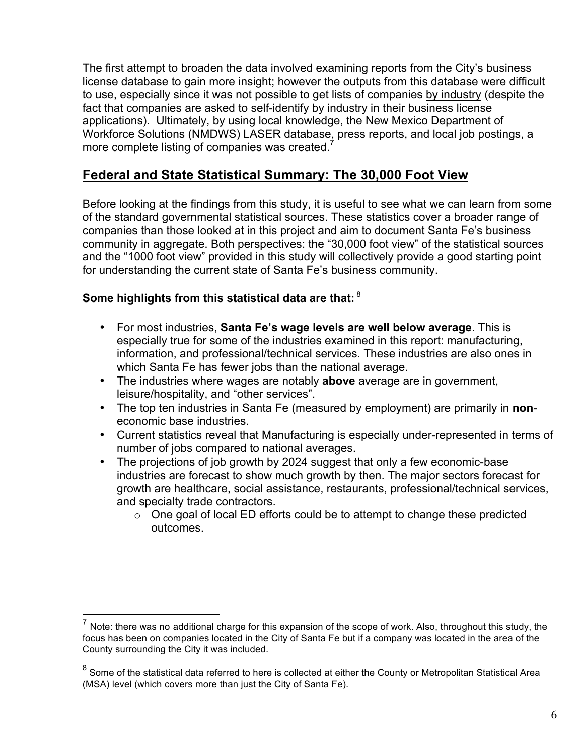The first attempt to broaden the data involved examining reports from the City's business license database to gain more insight; however the outputs from this database were difficult to use, especially since it was not possible to get lists of companies by industry (despite the fact that companies are asked to self-identify by industry in their business license applications). Ultimately, by using local knowledge, the New Mexico Department of Workforce Solutions (NMDWS) LASER database, press reports, and local job postings, a more complete listing of companies was created.[7]

## Federal and State Statistical Summary: The 30,000 Foot View

Before looking at the findings from this study, it is useful to see what we can learn from some of the standard governmental statistical sources. These statistics cover a broader range of companies than those looked at in this project and aim to document Santa Fe's business community in aggregate. Both perspectives: the "30,000 foot view" of the statistical sources and the "1000 foot view" provided in this study will collectively provide a good starting point for understanding the current state of Santa Fe's business community.

**Some highlights from this statistical data are that:** [8]

- For most industries, **Santa Fe's wage levels are well below average**. This is especially true for some of the industries examined in this report: manufacturing, information, and professional/technical services. These industries are also ones in which Santa Fe has fewer jobs than the national average.
- The industries where wages are notably **above** average are in government, leisure/hospitality, and "other services".
- The top ten industries in Santa Fe (measured by employment) are primarily in **non**-economic base industries.
- Current statistics reveal that Manufacturing is especially under-represented in terms of number of jobs compared to national averages.
- The projections of job growth by 2024 suggest that only a few economic-base industries are forecast to show much growth by then. The major sectors forecast for growth are healthcare, social assistance, restaurants, professional/technical services, and specialty trade contractors.
  - One goal of local ED efforts could be to attempt to change these predicted outcomes.

---

[7] Note: there was no additional charge for this expansion of the scope of work. Also, throughout this study, the focus has been on companies located in the City of Santa Fe but if a company was located in the area of the County surrounding the City it was included.

[8] Some of the statistical data referred to here is collected at either the County or Metropolitan Statistical Area (MSA) level (which covers more than just the City of Santa Fe).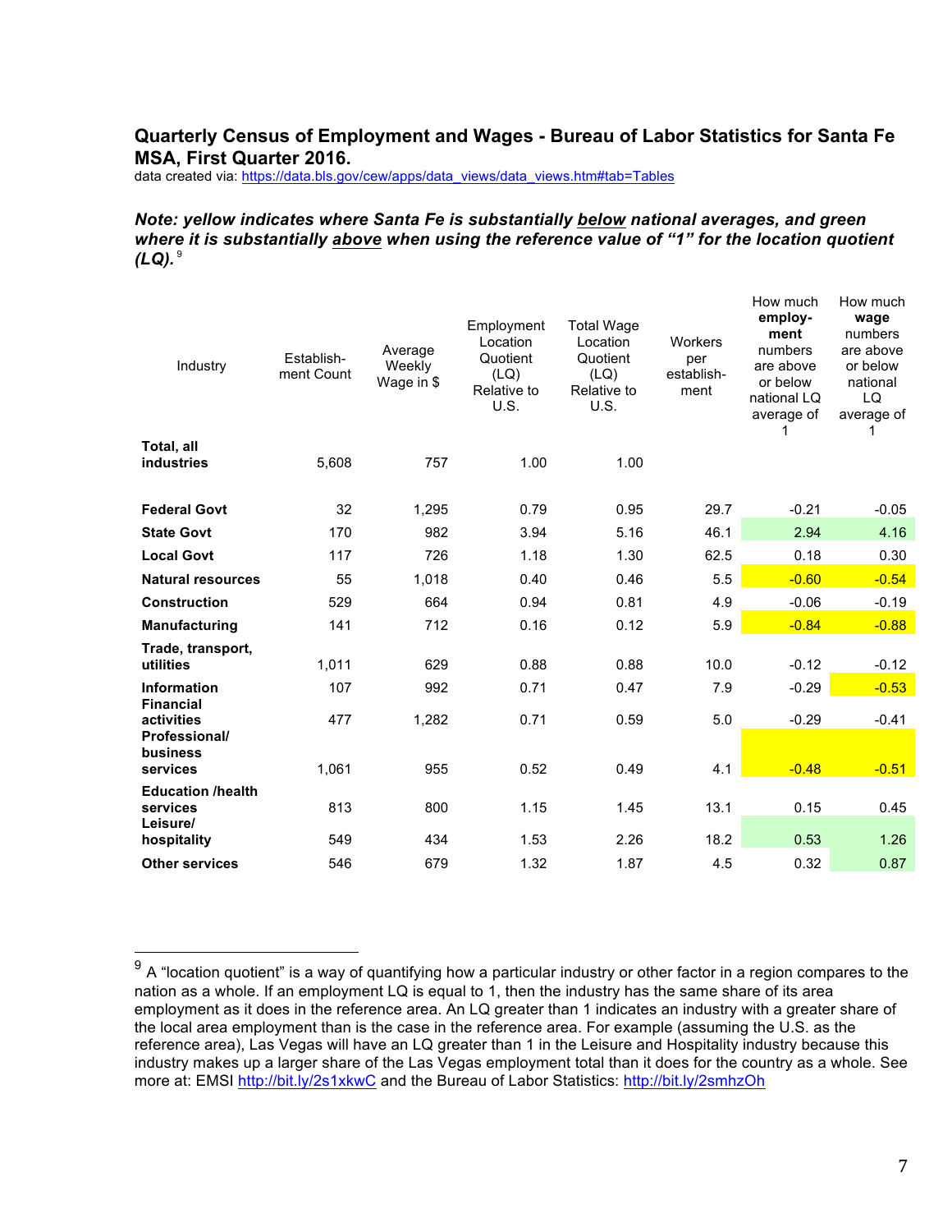### Quarterly Census of Employment and Wages - Bureau of Labor Statistics for Santa Fe MSA, First Quarter 2016.

data created via: https://data.bls.gov/cew/apps/data_views/data_views.htm#tab=Tables

***Note: yellow indicates where Santa Fe is substantially below national averages, and green where it is substantially above when using the reference value of "1" for the location quotient (LQ).*** [9]

| Industry | Establish-ment Count | Average Weekly Wage in $ | Employment Location Quotient (LQ) Relative to U.S. | Total Wage Location Quotient (LQ) Relative to U.S. | Workers per establish-ment | How much **employ-ment** numbers are above or below national LQ average of 1 | How much **wage** numbers are above or below national LQ average of 1 |
|---|---|---|---|---|---|---|---|
| **Total, all industries** | 5,608 | 757 | 1.00 | 1.00 | | | |
| **Federal Govt** | 32 | 1,295 | 0.79 | 0.95 | 29.7 | -0.21 | -0.05 |
| **State Govt** | 170 | 982 | 3.94 | 5.16 | 46.1 | 2.94 | 4.16 |
| **Local Govt** | 117 | 726 | 1.18 | 1.30 | 62.5 | 0.18 | 0.30 |
| **Natural resources** | 55 | 1,018 | 0.40 | 0.46 | 5.5 | -0.60 | -0.54 |
| **Construction** | 529 | 664 | 0.94 | 0.81 | 4.9 | -0.06 | -0.19 |
| **Manufacturing** | 141 | 712 | 0.16 | 0.12 | 5.9 | -0.84 | -0.88 |
| **Trade, transport, utilities** | 1,011 | 629 | 0.88 | 0.88 | 10.0 | -0.12 | -0.12 |
| **Information** | 107 | 992 | 0.71 | 0.47 | 7.9 | -0.29 | -0.53 |
| **Financial activities** | 477 | 1,282 | 0.71 | 0.59 | 5.0 | -0.29 | -0.41 |
| **Professional/ business services** | 1,061 | 955 | 0.52 | 0.49 | 4.1 | -0.48 | -0.51 |
| **Education /health services** | 813 | 800 | 1.15 | 1.45 | 13.1 | 0.15 | 0.45 |
| **Leisure/ hospitality** | 549 | 434 | 1.53 | 2.26 | 18.2 | 0.53 | 1.26 |
| **Other services** | 546 | 679 | 1.32 | 1.87 | 4.5 | 0.32 | 0.87 |

[9] A "location quotient" is a way of quantifying how a particular industry or other factor in a region compares to the nation as a whole. If an employment LQ is equal to 1, then the industry has the same share of its area employment as it does in the reference area. An LQ greater than 1 indicates an industry with a greater share of the local area employment than is the case in the reference area. For example (assuming the U.S. as the reference area), Las Vegas will have an LQ greater than 1 in the Leisure and Hospitality industry because this industry makes up a larger share of the Las Vegas employment total than it does for the country as a whole. See more at: EMSI http://bit.ly/2s1xkwC and the Bureau of Labor Statistics: http://bit.ly/2smhzOh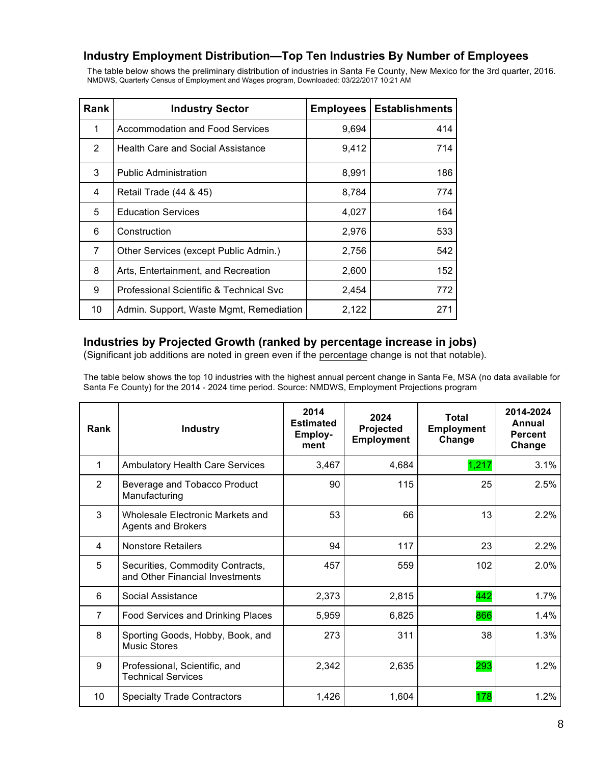## Industry Employment Distribution—Top Ten Industries By Number of Employees

The table below shows the preliminary distribution of industries in Santa Fe County, New Mexico for the 3rd quarter, 2016.
NMDWS, Quarterly Census of Employment and Wages program, Downloaded: 03/22/2017 10:21 AM

| Rank | Industry Sector | Employees | Establishments |
|---|---|---|---|
| 1 | Accommodation and Food Services | 9,694 | 414 |
| 2 | Health Care and Social Assistance | 9,412 | 714 |
| 3 | Public Administration | 8,991 | 186 |
| 4 | Retail Trade (44 & 45) | 8,784 | 774 |
| 5 | Education Services | 4,027 | 164 |
| 6 | Construction | 2,976 | 533 |
| 7 | Other Services (except Public Admin.) | 2,756 | 542 |
| 8 | Arts, Entertainment, and Recreation | 2,600 | 152 |
| 9 | Professional Scientific & Technical Svc | 2,454 | 772 |
| 10 | Admin. Support, Waste Mgmt, Remediation | 2,122 | 271 |

## Industries by Projected Growth (ranked by percentage increase in jobs)

(Significant job additions are noted in green even if the percentage change is not that notable).

The table below shows the top 10 industries with the highest annual percent change in Santa Fe, MSA (no data available for Santa Fe County) for the 2014 - 2024 time period. Source: NMDWS, Employment Projections program

| Rank | Industry | 2014 Estimated Employ-ment | 2024 Projected Employment | Total Employment Change | 2014-2024 Annual Percent Change |
|---|---|---|---|---|---|
| 1 | Ambulatory Health Care Services | 3,467 | 4,684 | 1,217 | 3.1% |
| 2 | Beverage and Tobacco Product Manufacturing | 90 | 115 | 25 | 2.5% |
| 3 | Wholesale Electronic Markets and Agents and Brokers | 53 | 66 | 13 | 2.2% |
| 4 | Nonstore Retailers | 94 | 117 | 23 | 2.2% |
| 5 | Securities, Commodity Contracts, and Other Financial Investments | 457 | 559 | 102 | 2.0% |
| 6 | Social Assistance | 2,373 | 2,815 | 442 | 1.7% |
| 7 | Food Services and Drinking Places | 5,959 | 6,825 | 866 | 1.4% |
| 8 | Sporting Goods, Hobby, Book, and Music Stores | 273 | 311 | 38 | 1.3% |
| 9 | Professional, Scientific, and Technical Services | 2,342 | 2,635 | 293 | 1.2% |
| 10 | Specialty Trade Contractors | 1,426 | 1,604 | 178 | 1.2% |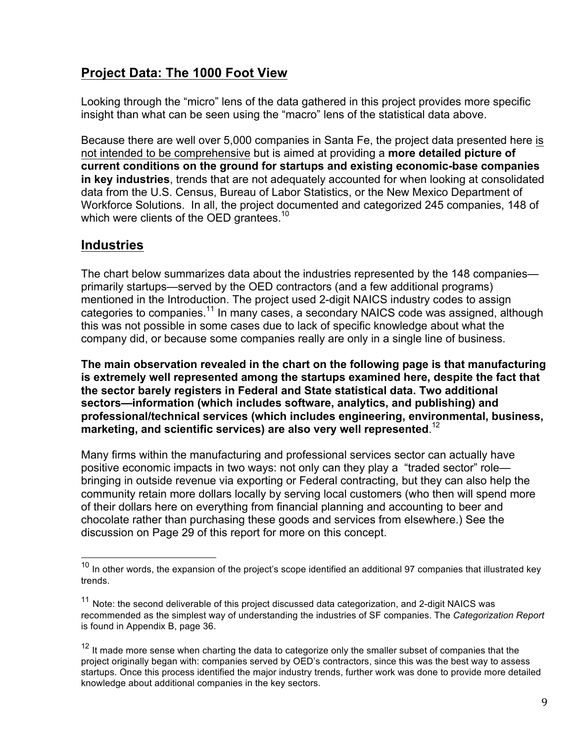## Project Data: The 1000 Foot View

Looking through the "micro" lens of the data gathered in this project provides more specific insight than what can be seen using the "macro" lens of the statistical data above.

Because there are well over 5,000 companies in Santa Fe, the project data presented here is not intended to be comprehensive but is aimed at providing a **more detailed picture of current conditions on the ground for startups and existing economic-base companies in key industries**, trends that are not adequately accounted for when looking at consolidated data from the U.S. Census, Bureau of Labor Statistics, or the New Mexico Department of Workforce Solutions. In all, the project documented and categorized 245 companies, 148 of which were clients of the OED grantees.[10]

## Industries

The chart below summarizes data about the industries represented by the 148 companies—primarily startups—served by the OED contractors (and a few additional programs) mentioned in the Introduction. The project used 2-digit NAICS industry codes to assign categories to companies.[11] In many cases, a secondary NAICS code was assigned, although this was not possible in some cases due to lack of specific knowledge about what the company did, or because some companies really are only in a single line of business.

**The main observation revealed in the chart on the following page is that manufacturing is extremely well represented among the startups examined here, despite the fact that the sector barely registers in Federal and State statistical data. Two additional sectors—information (which includes software, analytics, and publishing) and professional/technical services (which includes engineering, environmental, business, marketing, and scientific services) are also very well represented**.[12]

Many firms within the manufacturing and professional services sector can actually have positive economic impacts in two ways: not only can they play a "traded sector" role—bringing in outside revenue via exporting or Federal contracting, but they can also help the community retain more dollars locally by serving local customers (who then will spend more of their dollars here on everything from financial planning and accounting to beer and chocolate rather than purchasing these goods and services from elsewhere.) See the discussion on Page 29 of this report for more on this concept.

---

[10] In other words, the expansion of the project's scope identified an additional 97 companies that illustrated key trends.

[11] Note: the second deliverable of this project discussed data categorization, and 2-digit NAICS was recommended as the simplest way of understanding the industries of SF companies. The *Categorization Report* is found in Appendix B, page 36.

[12] It made more sense when charting the data to categorize only the smaller subset of companies that the project originally began with: companies served by OED's contractors, since this was the best way to assess startups. Once this process identified the major industry trends, further work was done to provide more detailed knowledge about additional companies in the key sectors.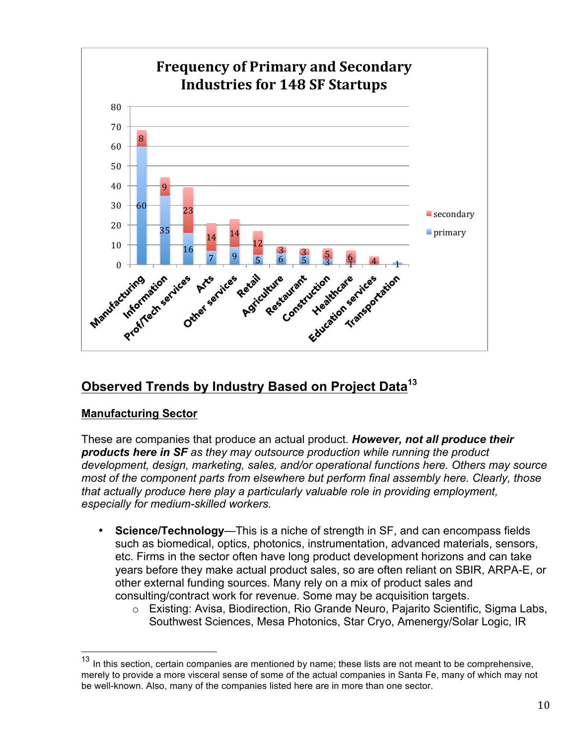**Frequency of Primary and Secondary Industries for 148 SF Startups**

| Industry | primary | secondary |
|---|---|---|
| Manufacturing | 60 | 8 |
| Information | 35 | 9 |
| Prof/Tech services | 16 | 23 |
| Arts | 7 | 14 |
| Other services | 9 | 14 |
| Retail | 5 | 12 |
| Agriculture | 6 | 3 |
| Restaurant | 5 | 3 |
| Construction | 3 | 5 |
| Healthcare | 1 | 6 |
| Education services | | 4 |
| Transportation | 1 | |

## Observed Trends by Industry Based on Project Data[13]

### Manufacturing Sector

These are companies that produce an actual product. ***However, not all produce their products here in SF*** *as they may outsource production while running the product development, design, marketing, sales, and/or operational functions here. Others may source most of the component parts from elsewhere but perform final assembly here. Clearly, those that actually produce here play a particularly valuable role in providing employment, especially for medium-skilled workers.*

- **Science/Technology**—This is a niche of strength in SF, and can encompass fields such as biomedical, optics, photonics, instrumentation, advanced materials, sensors, etc. Firms in the sector often have long product development horizons and can take years before they make actual product sales, so are often reliant on SBIR, ARPA-E, or other external funding sources. Many rely on a mix of product sales and consulting/contract work for revenue. Some may be acquisition targets.
  - Existing: Avisa, Biodirection, Rio Grande Neuro, Pajarito Scientific, Sigma Labs, Southwest Sciences, Mesa Photonics, Star Cryo, Amenergy/Solar Logic, IR

[13] In this section, certain companies are mentioned by name; these lists are not meant to be comprehensive, merely to provide a more visceral sense of some of the actual companies in Santa Fe, many of which may not be well-known. Also, many of the companies listed here are in more than one sector.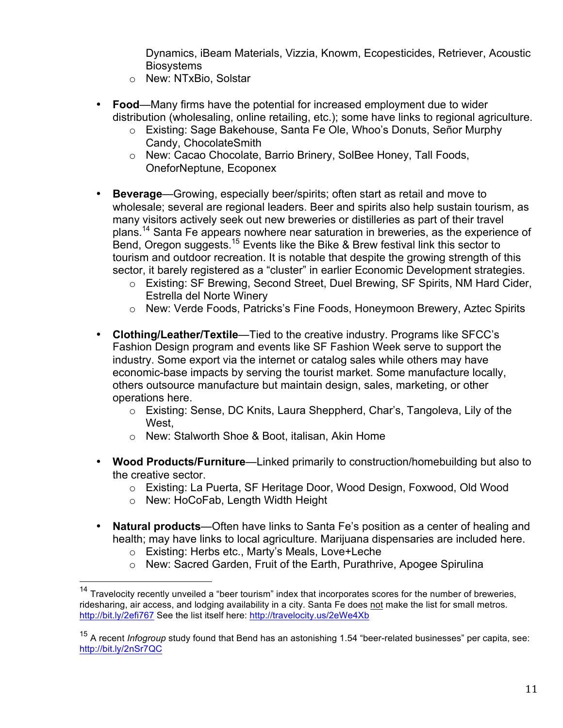Dynamics, iBeam Materials, Vizzia, Knowm, Ecopesticides, Retriever, Acoustic Biosystems
  - New: NTxBio, Solstar

- **Food**—Many firms have the potential for increased employment due to wider distribution (wholesaling, online retailing, etc.); some have links to regional agriculture.
  - Existing: Sage Bakehouse, Santa Fe Ole, Whoo's Donuts, Señor Murphy Candy, ChocolateSmith
  - New: Cacao Chocolate, Barrio Brinery, SolBee Honey, Tall Foods, OneforNeptune, Ecoponex

- **Beverage**—Growing, especially beer/spirits; often start as retail and move to wholesale; several are regional leaders. Beer and spirits also help sustain tourism, as many visitors actively seek out new breweries or distilleries as part of their travel plans.[14] Santa Fe appears nowhere near saturation in breweries, as the experience of Bend, Oregon suggests.[15] Events like the Bike & Brew festival link this sector to tourism and outdoor recreation. It is notable that despite the growing strength of this sector, it barely registered as a "cluster" in earlier Economic Development strategies.
  - Existing: SF Brewing, Second Street, Duel Brewing, SF Spirits, NM Hard Cider, Estrella del Norte Winery
  - New: Verde Foods, Patricks's Fine Foods, Honeymoon Brewery, Aztec Spirits

- **Clothing/Leather/Textile**—Tied to the creative industry. Programs like SFCC's Fashion Design program and events like SF Fashion Week serve to support the industry. Some export via the internet or catalog sales while others may have economic-base impacts by serving the tourist market. Some manufacture locally, others outsource manufacture but maintain design, sales, marketing, or other operations here.
  - Existing: Sense, DC Knits, Laura Sheppherd, Char's, Tangoleva, Lily of the West,
  - New: Stalworth Shoe & Boot, italisan, Akin Home

- **Wood Products/Furniture**—Linked primarily to construction/homebuilding but also to the creative sector.
  - Existing: La Puerta, SF Heritage Door, Wood Design, Foxwood, Old Wood
  - New: HoCoFab, Length Width Height

- **Natural products**—Often have links to Santa Fe's position as a center of healing and health; may have links to local agriculture. Marijuana dispensaries are included here.
  - Existing: Herbs etc., Marty's Meals, Love+Leche
  - New: Sacred Garden, Fruit of the Earth, Purathrive, Apogee Spirulina

---

[14] Travelocity recently unveiled a "beer tourism" index that incorporates scores for the number of breweries, ridesharing, air access, and lodging availability in a city. Santa Fe does not make the list for small metros. http://bit.ly/2efi767 See the list itself here: http://travelocity.us/2eWe4Xb

[15] A recent *Infogroup* study found that Bend has an astonishing 1.54 "beer-related businesses" per capita, see: http://bit.ly/2nSr7QC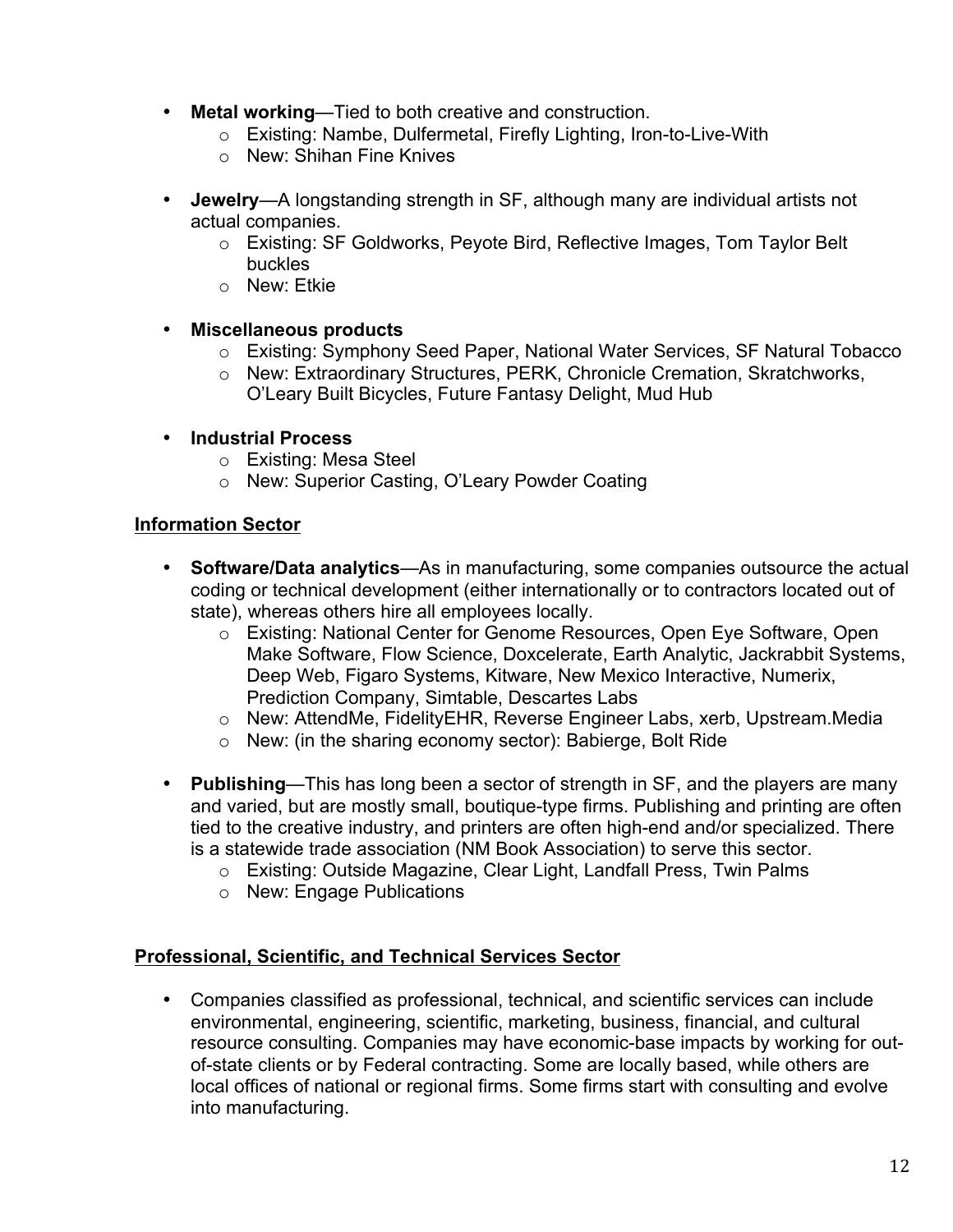- **Metal working**—Tied to both creative and construction.
  - Existing: Nambe, Dulfermetal, Firefly Lighting, Iron-to-Live-With
  - New: Shihan Fine Knives

- **Jewelry**—A longstanding strength in SF, although many are individual artists not actual companies.
  - Existing: SF Goldworks, Peyote Bird, Reflective Images, Tom Taylor Belt buckles
  - New: Etkie

- **Miscellaneous products**
  - Existing: Symphony Seed Paper, National Water Services, SF Natural Tobacco
  - New: Extraordinary Structures, PERK, Chronicle Cremation, Skratchworks, O'Leary Built Bicycles, Future Fantasy Delight, Mud Hub

- **Industrial Process**
  - Existing: Mesa Steel
  - New: Superior Casting, O'Leary Powder Coating

## Information Sector

- **Software/Data analytics**—As in manufacturing, some companies outsource the actual coding or technical development (either internationally or to contractors located out of state), whereas others hire all employees locally.
  - Existing: National Center for Genome Resources, Open Eye Software, Open Make Software, Flow Science, Doxcelerate, Earth Analytic, Jackrabbit Systems, Deep Web, Figaro Systems, Kitware, New Mexico Interactive, Numerix, Prediction Company, Simtable, Descartes Labs
  - New: AttendMe, FidelityEHR, Reverse Engineer Labs, xerb, Upstream.Media
  - New: (in the sharing economy sector): Babierge, Bolt Ride

- **Publishing**—This has long been a sector of strength in SF, and the players are many and varied, but are mostly small, boutique-type firms. Publishing and printing are often tied to the creative industry, and printers are often high-end and/or specialized. There is a statewide trade association (NM Book Association) to serve this sector.
  - Existing: Outside Magazine, Clear Light, Landfall Press, Twin Palms
  - New: Engage Publications

## Professional, Scientific, and Technical Services Sector

- Companies classified as professional, technical, and scientific services can include environmental, engineering, scientific, marketing, business, financial, and cultural resource consulting. Companies may have economic-base impacts by working for out-of-state clients or by Federal contracting. Some are locally based, while others are local offices of national or regional firms. Some firms start with consulting and evolve into manufacturing.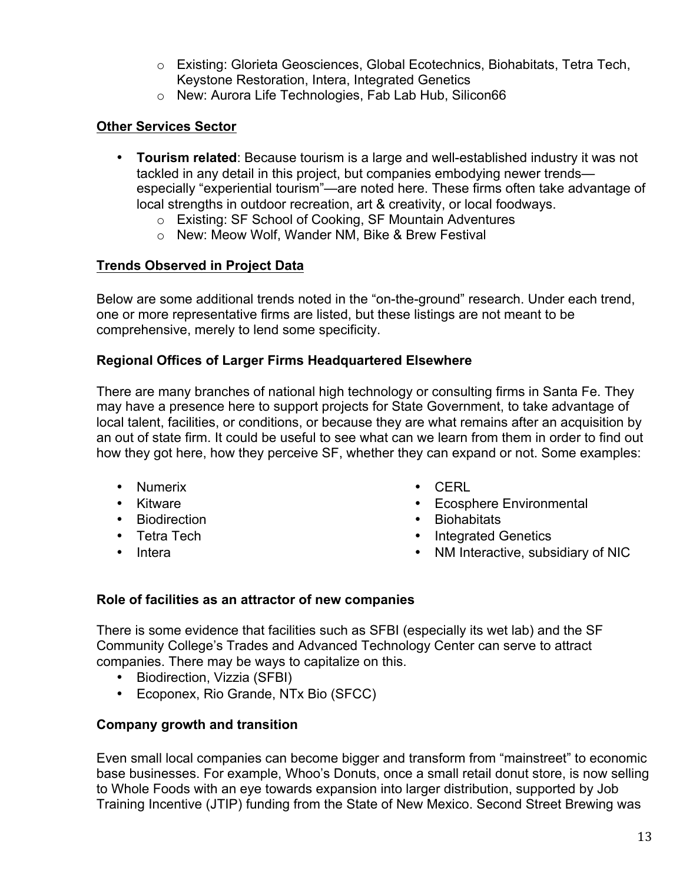- Existing: Glorieta Geosciences, Global Ecotechnics, Biohabitats, Tetra Tech, Keystone Restoration, Intera, Integrated Genetics
- New: Aurora Life Technologies, Fab Lab Hub, Silicon66

**Other Services Sector**

- **Tourism related**: Because tourism is a large and well-established industry it was not tackled in any detail in this project, but companies embodying newer trends—especially "experiential tourism"—are noted here. These firms often take advantage of local strengths in outdoor recreation, art & creativity, or local foodways.
  - Existing: SF School of Cooking, SF Mountain Adventures
  - New: Meow Wolf, Wander NM, Bike & Brew Festival

**Trends Observed in Project Data**

Below are some additional trends noted in the "on-the-ground" research. Under each trend, one or more representative firms are listed, but these listings are not meant to be comprehensive, merely to lend some specificity.

**Regional Offices of Larger Firms Headquartered Elsewhere**

There are many branches of national high technology or consulting firms in Santa Fe. They may have a presence here to support projects for State Government, to take advantage of local talent, facilities, or conditions, or because they are what remains after an acquisition by an out of state firm. It could be useful to see what can we learn from them in order to find out how they got here, how they perceive SF, whether they can expand or not. Some examples:

- Numerix
- Kitware
- Biodirection
- Tetra Tech
- Intera
- CERL
- Ecosphere Environmental
- Biohabitats
- Integrated Genetics
- NM Interactive, subsidiary of NIC

**Role of facilities as an attractor of new companies**

There is some evidence that facilities such as SFBI (especially its wet lab) and the SF Community College's Trades and Advanced Technology Center can serve to attract companies. There may be ways to capitalize on this.

- Biodirection, Vizzia (SFBI)
- Ecoponex, Rio Grande, NTx Bio (SFCC)

**Company growth and transition**

Even small local companies can become bigger and transform from "mainstreet" to economic base businesses. For example, Whoo's Donuts, once a small retail donut store, is now selling to Whole Foods with an eye towards expansion into larger distribution, supported by Job Training Incentive (JTIP) funding from the State of New Mexico. Second Street Brewing was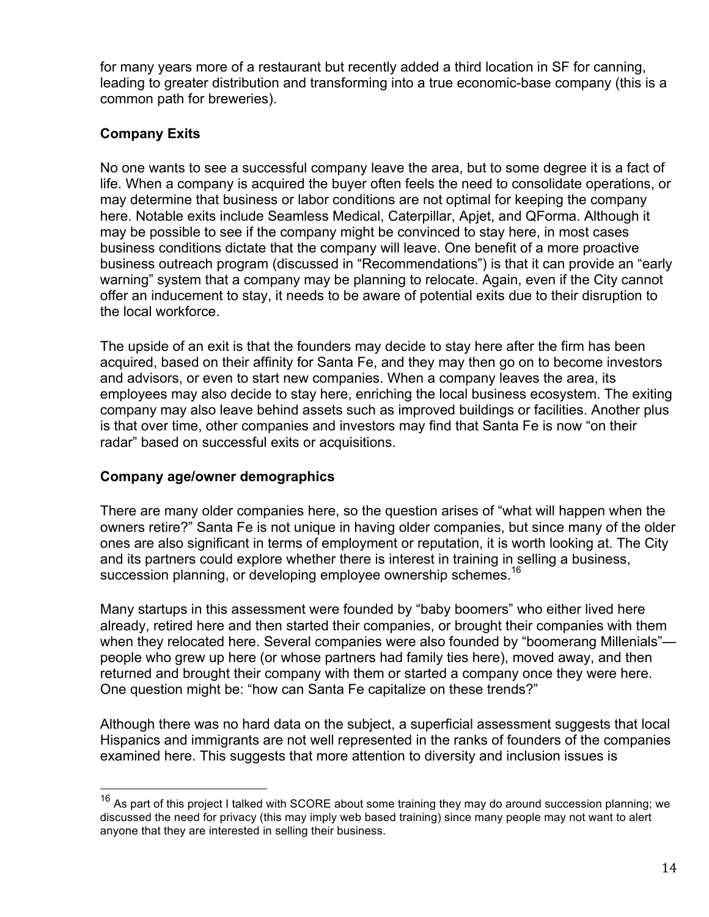for many years more of a restaurant but recently added a third location in SF for canning, leading to greater distribution and transforming into a true economic-base company (this is a common path for breweries).

**Company Exits**

No one wants to see a successful company leave the area, but to some degree it is a fact of life. When a company is acquired the buyer often feels the need to consolidate operations, or may determine that business or labor conditions are not optimal for keeping the company here. Notable exits include Seamless Medical, Caterpillar, Apjet, and QForma. Although it may be possible to see if the company might be convinced to stay here, in most cases business conditions dictate that the company will leave. One benefit of a more proactive business outreach program (discussed in "Recommendations") is that it can provide an "early warning" system that a company may be planning to relocate. Again, even if the City cannot offer an inducement to stay, it needs to be aware of potential exits due to their disruption to the local workforce.

The upside of an exit is that the founders may decide to stay here after the firm has been acquired, based on their affinity for Santa Fe, and they may then go on to become investors and advisors, or even to start new companies. When a company leaves the area, its employees may also decide to stay here, enriching the local business ecosystem. The exiting company may also leave behind assets such as improved buildings or facilities. Another plus is that over time, other companies and investors may find that Santa Fe is now "on their radar" based on successful exits or acquisitions.

**Company age/owner demographics**

There are many older companies here, so the question arises of "what will happen when the owners retire?" Santa Fe is not unique in having older companies, but since many of the older ones are also significant in terms of employment or reputation, it is worth looking at. The City and its partners could explore whether there is interest in training in selling a business, succession planning, or developing employee ownership schemes.[16]

Many startups in this assessment were founded by "baby boomers" who either lived here already, retired here and then started their companies, or brought their companies with them when they relocated here. Several companies were also founded by "boomerang Millenials"—people who grew up here (or whose partners had family ties here), moved away, and then returned and brought their company with them or started a company once they were here. One question might be: "how can Santa Fe capitalize on these trends?"

Although there was no hard data on the subject, a superficial assessment suggests that local Hispanics and immigrants are not well represented in the ranks of founders of the companies examined here. This suggests that more attention to diversity and inclusion issues is

[16] As part of this project I talked with SCORE about some training they may do around succession planning; we discussed the need for privacy (this may imply web based training) since many people may not want to alert anyone that they are interested in selling their business.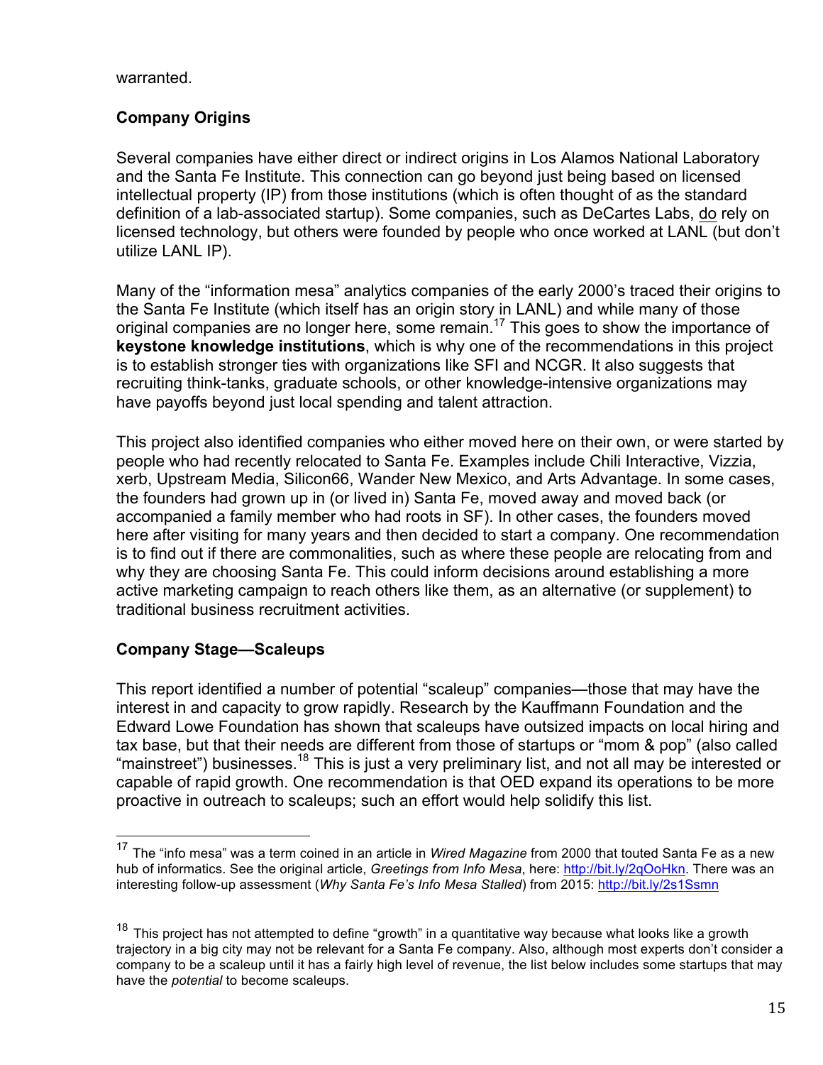warranted.

## Company Origins

Several companies have either direct or indirect origins in Los Alamos National Laboratory and the Santa Fe Institute. This connection can go beyond just being based on licensed intellectual property (IP) from those institutions (which is often thought of as the standard definition of a lab-associated startup). Some companies, such as DeCartes Labs, do rely on licensed technology, but others were founded by people who once worked at LANL (but don't utilize LANL IP).

Many of the "information mesa" analytics companies of the early 2000's traced their origins to the Santa Fe Institute (which itself has an origin story in LANL) and while many of those original companies are no longer here, some remain.[17] This goes to show the importance of **keystone knowledge institutions**, which is why one of the recommendations in this project is to establish stronger ties with organizations like SFI and NCGR. It also suggests that recruiting think-tanks, graduate schools, or other knowledge-intensive organizations may have payoffs beyond just local spending and talent attraction.

This project also identified companies who either moved here on their own, or were started by people who had recently relocated to Santa Fe. Examples include Chili Interactive, Vizzia, xerb, Upstream Media, Silicon66, Wander New Mexico, and Arts Advantage. In some cases, the founders had grown up in (or lived in) Santa Fe, moved away and moved back (or accompanied a family member who had roots in SF). In other cases, the founders moved here after visiting for many years and then decided to start a company. One recommendation is to find out if there are commonalities, such as where these people are relocating from and why they are choosing Santa Fe. This could inform decisions around establishing a more active marketing campaign to reach others like them, as an alternative (or supplement) to traditional business recruitment activities.

## Company Stage—Scaleups

This report identified a number of potential "scaleup" companies—those that may have the interest in and capacity to grow rapidly. Research by the Kauffmann Foundation and the Edward Lowe Foundation has shown that scaleups have outsized impacts on local hiring and tax base, but that their needs are different from those of startups or "mom & pop" (also called "mainstreet") businesses.[18] This is just a very preliminary list, and not all may be interested or capable of rapid growth. One recommendation is that OED expand its operations to be more proactive in outreach to scaleups; such an effort would help solidify this list.

---

[17] The "info mesa" was a term coined in an article in *Wired Magazine* from 2000 that touted Santa Fe as a new hub of informatics. See the original article, *Greetings from Info Mesa*, here: http://bit.ly/2qOoHkn. There was an interesting follow-up assessment (*Why Santa Fe's Info Mesa Stalled*) from 2015: http://bit.ly/2s1Ssmn

[18] This project has not attempted to define "growth" in a quantitative way because what looks like a growth trajectory in a big city may not be relevant for a Santa Fe company. Also, although most experts don't consider a company to be a scaleup until it has a fairly high level of revenue, the list below includes some startups that may have the *potential* to become scaleups.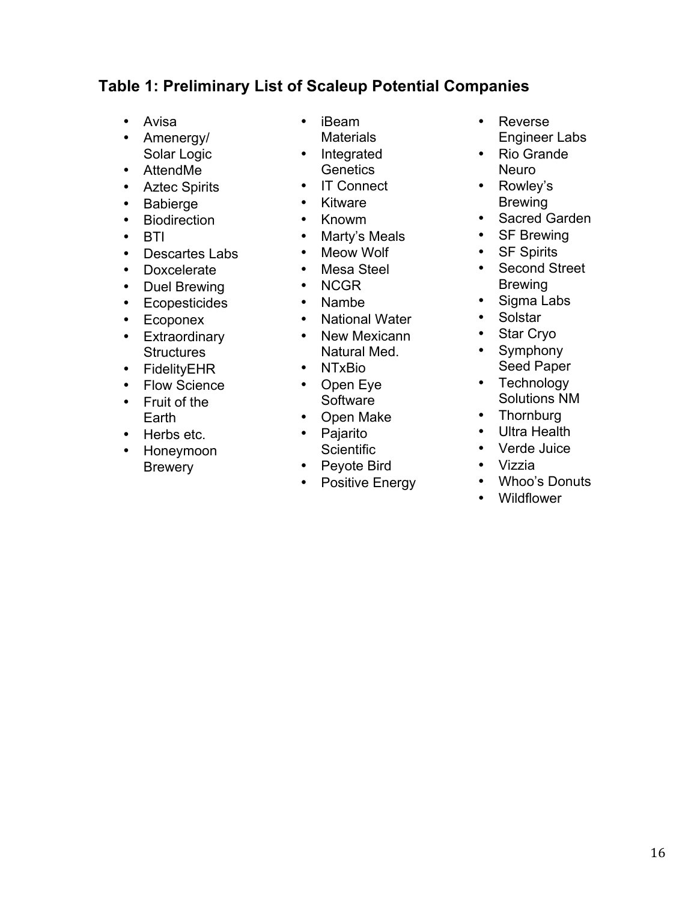### Table 1: Preliminary List of Scaleup Potential Companies

- Avisa
- Amenergy/ Solar Logic
- AttendMe
- Aztec Spirits
- Babierge
- Biodirection
- BTI
- Descartes Labs
- Doxcelerate
- Duel Brewing
- Ecopesticides
- Ecoponex
- Extraordinary Structures
- FidelityEHR
- Flow Science
- Fruit of the Earth
- Herbs etc.
- Honeymoon Brewery
- iBeam Materials
- Integrated Genetics
- IT Connect
- Kitware
- Knowm
- Marty's Meals
- Meow Wolf
- Mesa Steel
- NCGR
- Nambe
- National Water
- New Mexicann Natural Med.
- NTxBio
- Open Eye Software
- Open Make
- Pajarito Scientific
- Peyote Bird
- Positive Energy
- Reverse Engineer Labs
- Rio Grande Neuro
- Rowley's Brewing
- Sacred Garden
- SF Brewing
- SF Spirits
- Second Street Brewing
- Sigma Labs
- Solstar
- Star Cryo
- Symphony Seed Paper
- Technology Solutions NM
- Thornburg
- Ultra Health
- Verde Juice
- Vizzia
- Whoo's Donuts
- Wildflower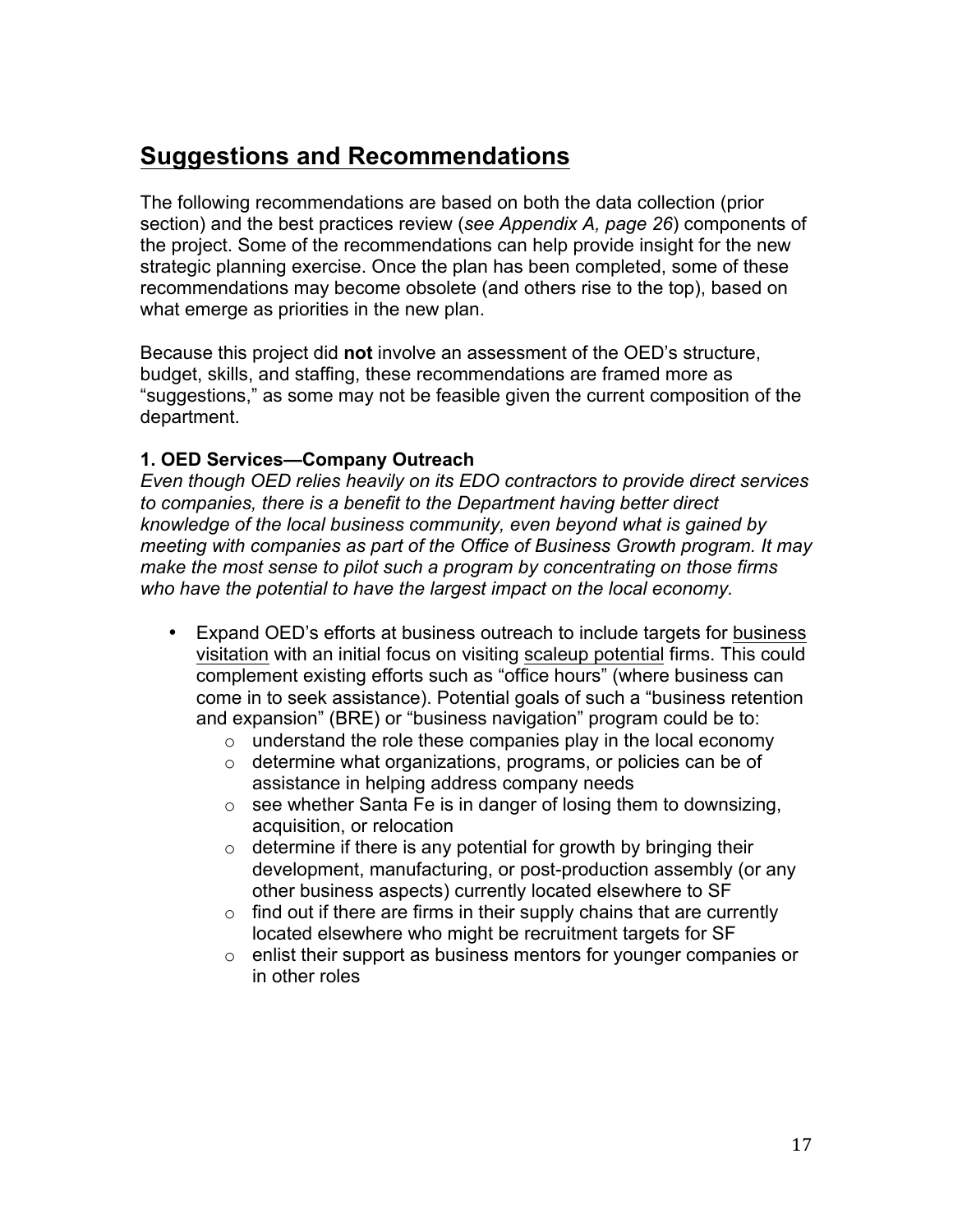## Suggestions and Recommendations

The following recommendations are based on both the data collection (prior section) and the best practices review (*see Appendix A, page 26*) components of the project. Some of the recommendations can help provide insight for the new strategic planning exercise. Once the plan has been completed, some of these recommendations may become obsolete (and others rise to the top), based on what emerge as priorities in the new plan.

Because this project did **not** involve an assessment of the OED's structure, budget, skills, and staffing, these recommendations are framed more as "suggestions," as some may not be feasible given the current composition of the department.

**1. OED Services—Company Outreach**

*Even though OED relies heavily on its EDO contractors to provide direct services to companies, there is a benefit to the Department having better direct knowledge of the local business community, even beyond what is gained by meeting with companies as part of the Office of Business Growth program. It may make the most sense to pilot such a program by concentrating on those firms who have the potential to have the largest impact on the local economy.*

- Expand OED's efforts at business outreach to include targets for <u>business visitation</u> with an initial focus on visiting <u>scaleup potential</u> firms. This could complement existing efforts such as "office hours" (where business can come in to seek assistance). Potential goals of such a "business retention and expansion" (BRE) or "business navigation" program could be to:
  - understand the role these companies play in the local economy
  - determine what organizations, programs, or policies can be of assistance in helping address company needs
  - see whether Santa Fe is in danger of losing them to downsizing, acquisition, or relocation
  - determine if there is any potential for growth by bringing their development, manufacturing, or post-production assembly (or any other business aspects) currently located elsewhere to SF
  - find out if there are firms in their supply chains that are currently located elsewhere who might be recruitment targets for SF
  - enlist their support as business mentors for younger companies or in other roles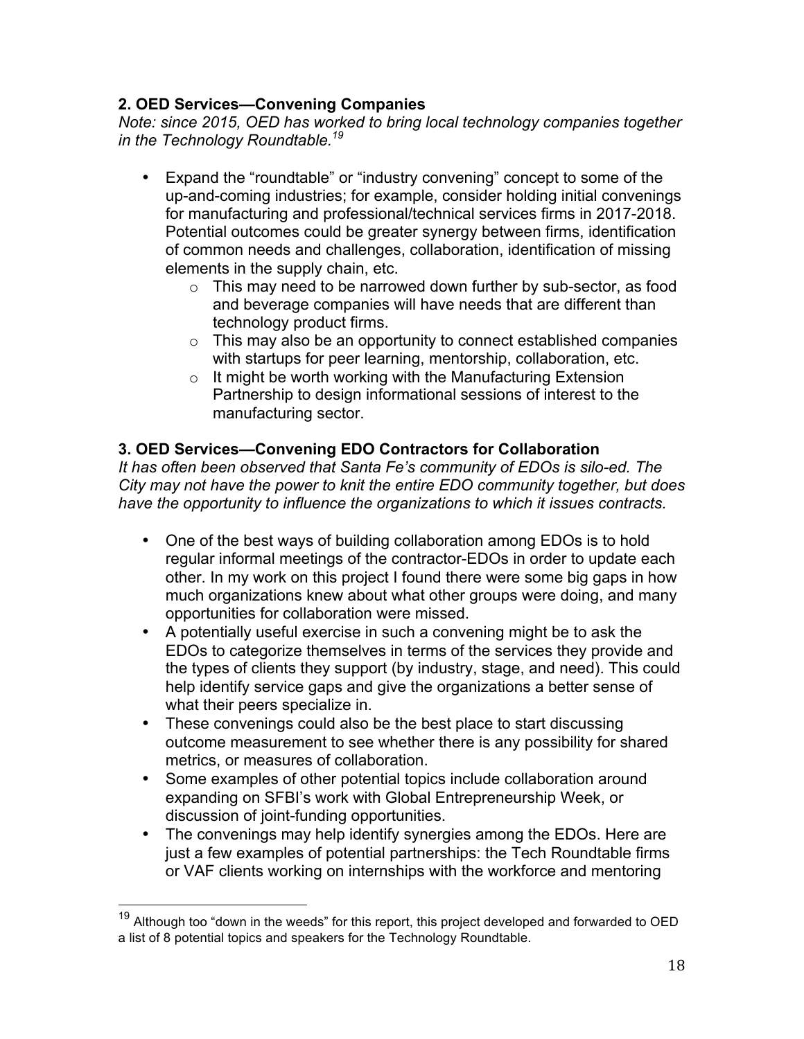### 2. OED Services—Convening Companies

*Note: since 2015, OED has worked to bring local technology companies together in the Technology Roundtable.*[19]

- Expand the "roundtable" or "industry convening" concept to some of the up-and-coming industries; for example, consider holding initial convenings for manufacturing and professional/technical services firms in 2017-2018. Potential outcomes could be greater synergy between firms, identification of common needs and challenges, collaboration, identification of missing elements in the supply chain, etc.
  - This may need to be narrowed down further by sub-sector, as food and beverage companies will have needs that are different than technology product firms.
  - This may also be an opportunity to connect established companies with startups for peer learning, mentorship, collaboration, etc.
  - It might be worth working with the Manufacturing Extension Partnership to design informational sessions of interest to the manufacturing sector.

### 3. OED Services—Convening EDO Contractors for Collaboration

*It has often been observed that Santa Fe's community of EDOs is silo-ed. The City may not have the power to knit the entire EDO community together, but does have the opportunity to influence the organizations to which it issues contracts.*

- One of the best ways of building collaboration among EDOs is to hold regular informal meetings of the contractor-EDOs in order to update each other. In my work on this project I found there were some big gaps in how much organizations knew about what other groups were doing, and many opportunities for collaboration were missed.
- A potentially useful exercise in such a convening might be to ask the EDOs to categorize themselves in terms of the services they provide and the types of clients they support (by industry, stage, and need). This could help identify service gaps and give the organizations a better sense of what their peers specialize in.
- These convenings could also be the best place to start discussing outcome measurement to see whether there is any possibility for shared metrics, or measures of collaboration.
- Some examples of other potential topics include collaboration around expanding on SFBI's work with Global Entrepreneurship Week, or discussion of joint-funding opportunities.
- The convenings may help identify synergies among the EDOs. Here are just a few examples of potential partnerships: the Tech Roundtable firms or VAF clients working on internships with the workforce and mentoring

---

[19] Although too "down in the weeds" for this report, this project developed and forwarded to OED a list of 8 potential topics and speakers for the Technology Roundtable.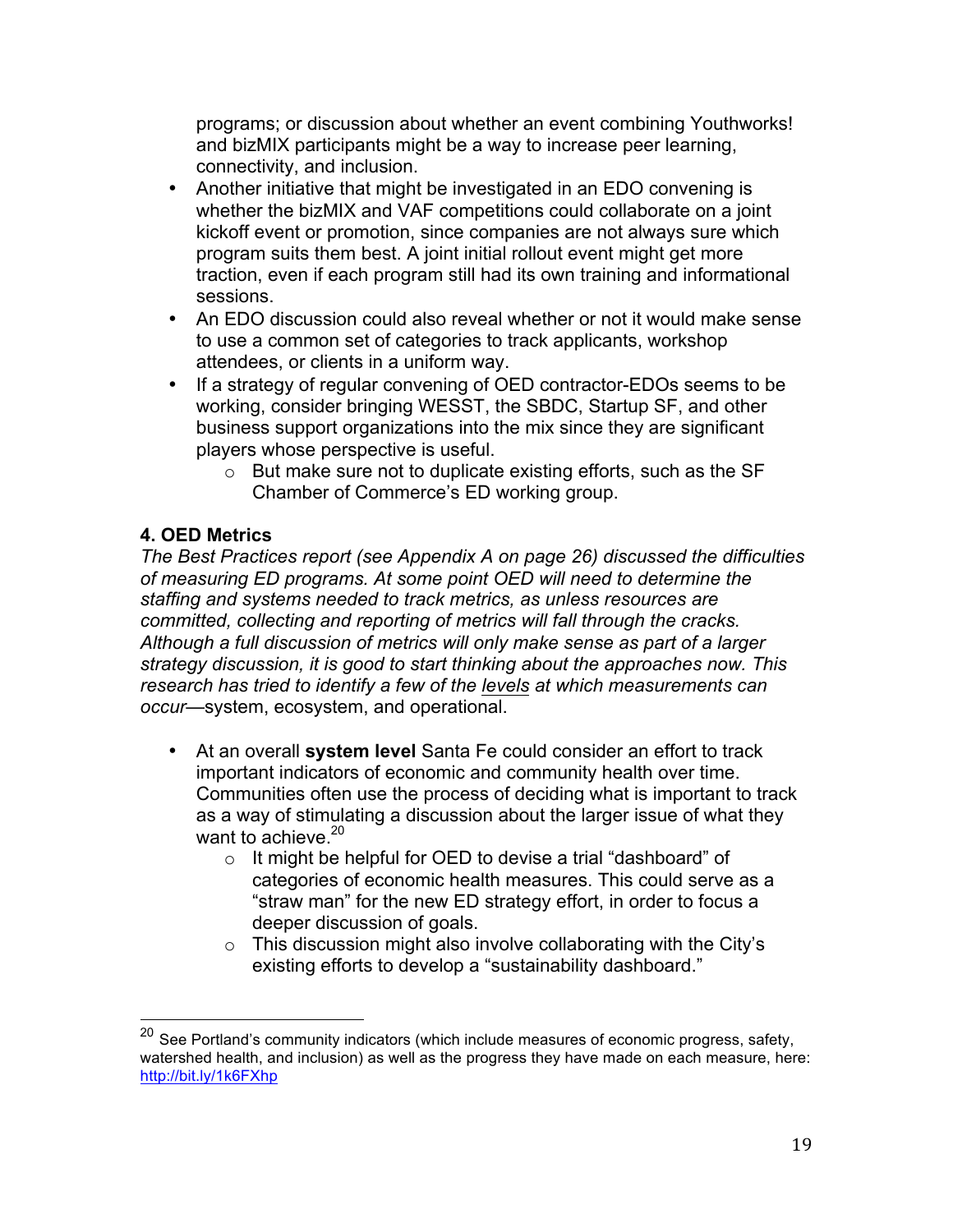programs; or discussion about whether an event combining Youthworks! and bizMIX participants might be a way to increase peer learning, connectivity, and inclusion.

- Another initiative that might be investigated in an EDO convening is whether the bizMIX and VAF competitions could collaborate on a joint kickoff event or promotion, since companies are not always sure which program suits them best. A joint initial rollout event might get more traction, even if each program still had its own training and informational sessions.
- An EDO discussion could also reveal whether or not it would make sense to use a common set of categories to track applicants, workshop attendees, or clients in a uniform way.
- If a strategy of regular convening of OED contractor-EDOs seems to be working, consider bringing WESST, the SBDC, Startup SF, and other business support organizations into the mix since they are significant players whose perspective is useful.
  - But make sure not to duplicate existing efforts, such as the SF Chamber of Commerce's ED working group.

### 4. OED Metrics

*The Best Practices report (see Appendix A on page 26) discussed the difficulties of measuring ED programs. At some point OED will need to determine the staffing and systems needed to track metrics, as unless resources are committed, collecting and reporting of metrics will fall through the cracks. Although a full discussion of metrics will only make sense as part of a larger strategy discussion, it is good to start thinking about the approaches now. This research has tried to identify a few of the levels at which measurements can occur*—system, ecosystem, and operational.

- At an overall **system level** Santa Fe could consider an effort to track important indicators of economic and community health over time. Communities often use the process of deciding what is important to track as a way of stimulating a discussion about the larger issue of what they want to achieve.[20]
  - It might be helpful for OED to devise a trial "dashboard" of categories of economic health measures. This could serve as a "straw man" for the new ED strategy effort, in order to focus a deeper discussion of goals.
  - This discussion might also involve collaborating with the City's existing efforts to develop a "sustainability dashboard."

---

[20] See Portland's community indicators (which include measures of economic progress, safety, watershed health, and inclusion) as well as the progress they have made on each measure, here: http://bit.ly/1k6FXhp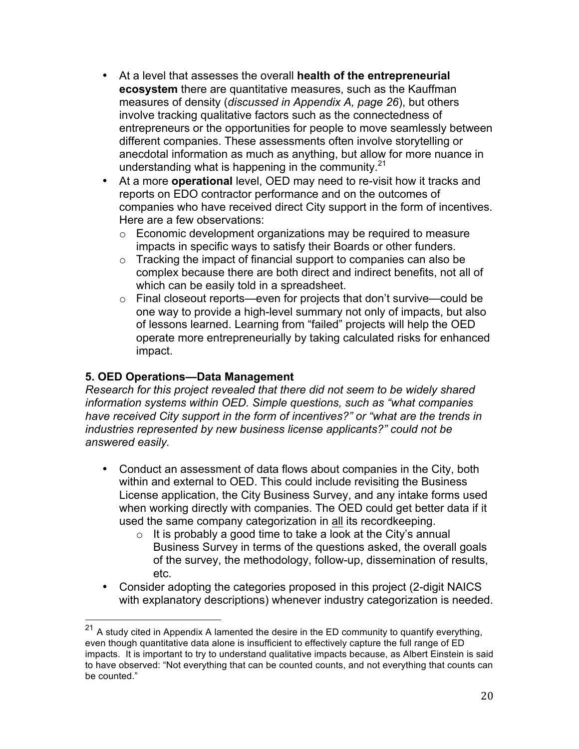- At a level that assesses the overall **health of the entrepreneurial ecosystem** there are quantitative measures, such as the Kauffman measures of density (*discussed in Appendix A, page 26*), but others involve tracking qualitative factors such as the connectedness of entrepreneurs or the opportunities for people to move seamlessly between different companies. These assessments often involve storytelling or anecdotal information as much as anything, but allow for more nuance in understanding what is happening in the community.[21]
- At a more **operational** level, OED may need to re-visit how it tracks and reports on EDO contractor performance and on the outcomes of companies who have received direct City support in the form of incentives. Here are a few observations:
  - Economic development organizations may be required to measure impacts in specific ways to satisfy their Boards or other funders.
  - Tracking the impact of financial support to companies can also be complex because there are both direct and indirect benefits, not all of which can be easily told in a spreadsheet.
  - Final closeout reports—even for projects that don't survive—could be one way to provide a high-level summary not only of impacts, but also of lessons learned. Learning from "failed" projects will help the OED operate more entrepreneurially by taking calculated risks for enhanced impact.

### 5. OED Operations—Data Management

*Research for this project revealed that there did not seem to be widely shared information systems within OED. Simple questions, such as "what companies have received City support in the form of incentives?" or "what are the trends in industries represented by new business license applicants?" could not be answered easily.*

- Conduct an assessment of data flows about companies in the City, both within and external to OED. This could include revisiting the Business License application, the City Business Survey, and any intake forms used when working directly with companies. The OED could get better data if it used the same company categorization in <u>all</u> its recordkeeping.
  - It is probably a good time to take a look at the City's annual Business Survey in terms of the questions asked, the overall goals of the survey, the methodology, follow-up, dissemination of results, etc.
- Consider adopting the categories proposed in this project (2-digit NAICS with explanatory descriptions) whenever industry categorization is needed.

---

[21] A study cited in Appendix A lamented the desire in the ED community to quantify everything, even though quantitative data alone is insufficient to effectively capture the full range of ED impacts. It is important to try to understand qualitative impacts because, as Albert Einstein is said to have observed: "Not everything that can be counted counts, and not everything that counts can be counted."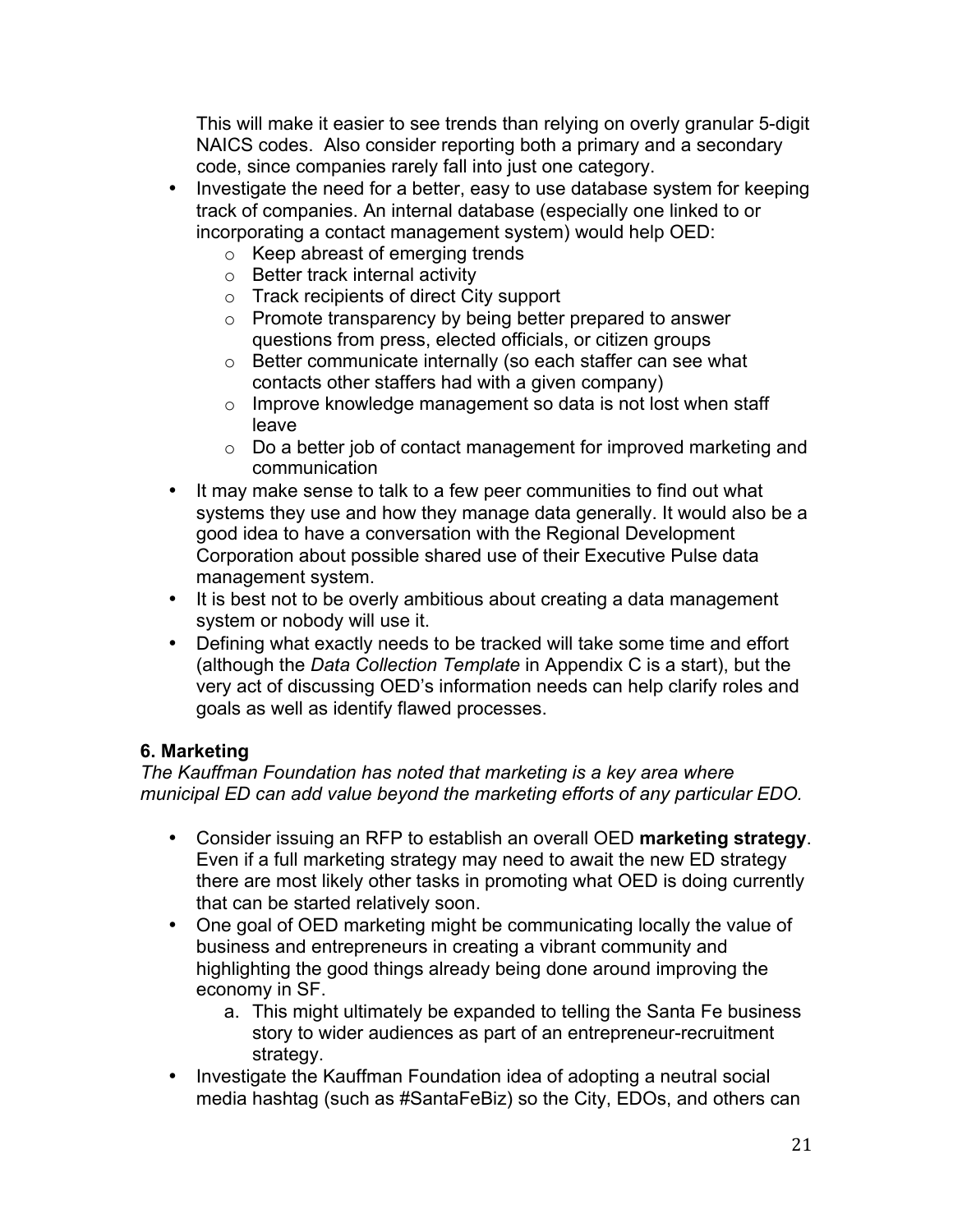This will make it easier to see trends than relying on overly granular 5-digit NAICS codes. Also consider reporting both a primary and a secondary code, since companies rarely fall into just one category.

- Investigate the need for a better, easy to use database system for keeping track of companies. An internal database (especially one linked to or incorporating a contact management system) would help OED:
  - Keep abreast of emerging trends
  - Better track internal activity
  - Track recipients of direct City support
  - Promote transparency by being better prepared to answer questions from press, elected officials, or citizen groups
  - Better communicate internally (so each staffer can see what contacts other staffers had with a given company)
  - Improve knowledge management so data is not lost when staff leave
  - Do a better job of contact management for improved marketing and communication
- It may make sense to talk to a few peer communities to find out what systems they use and how they manage data generally. It would also be a good idea to have a conversation with the Regional Development Corporation about possible shared use of their Executive Pulse data management system.
- It is best not to be overly ambitious about creating a data management system or nobody will use it.
- Defining what exactly needs to be tracked will take some time and effort (although the *Data Collection Template* in Appendix C is a start), but the very act of discussing OED's information needs can help clarify roles and goals as well as identify flawed processes.

**6. Marketing**

*The Kauffman Foundation has noted that marketing is a key area where municipal ED can add value beyond the marketing efforts of any particular EDO.*

- Consider issuing an RFP to establish an overall OED **marketing strategy**. Even if a full marketing strategy may need to await the new ED strategy there are most likely other tasks in promoting what OED is doing currently that can be started relatively soon.
- One goal of OED marketing might be communicating locally the value of business and entrepreneurs in creating a vibrant community and highlighting the good things already being done around improving the economy in SF.
  a. This might ultimately be expanded to telling the Santa Fe business story to wider audiences as part of an entrepreneur-recruitment strategy.
- Investigate the Kauffman Foundation idea of adopting a neutral social media hashtag (such as #SantaFeBiz) so the City, EDOs, and others can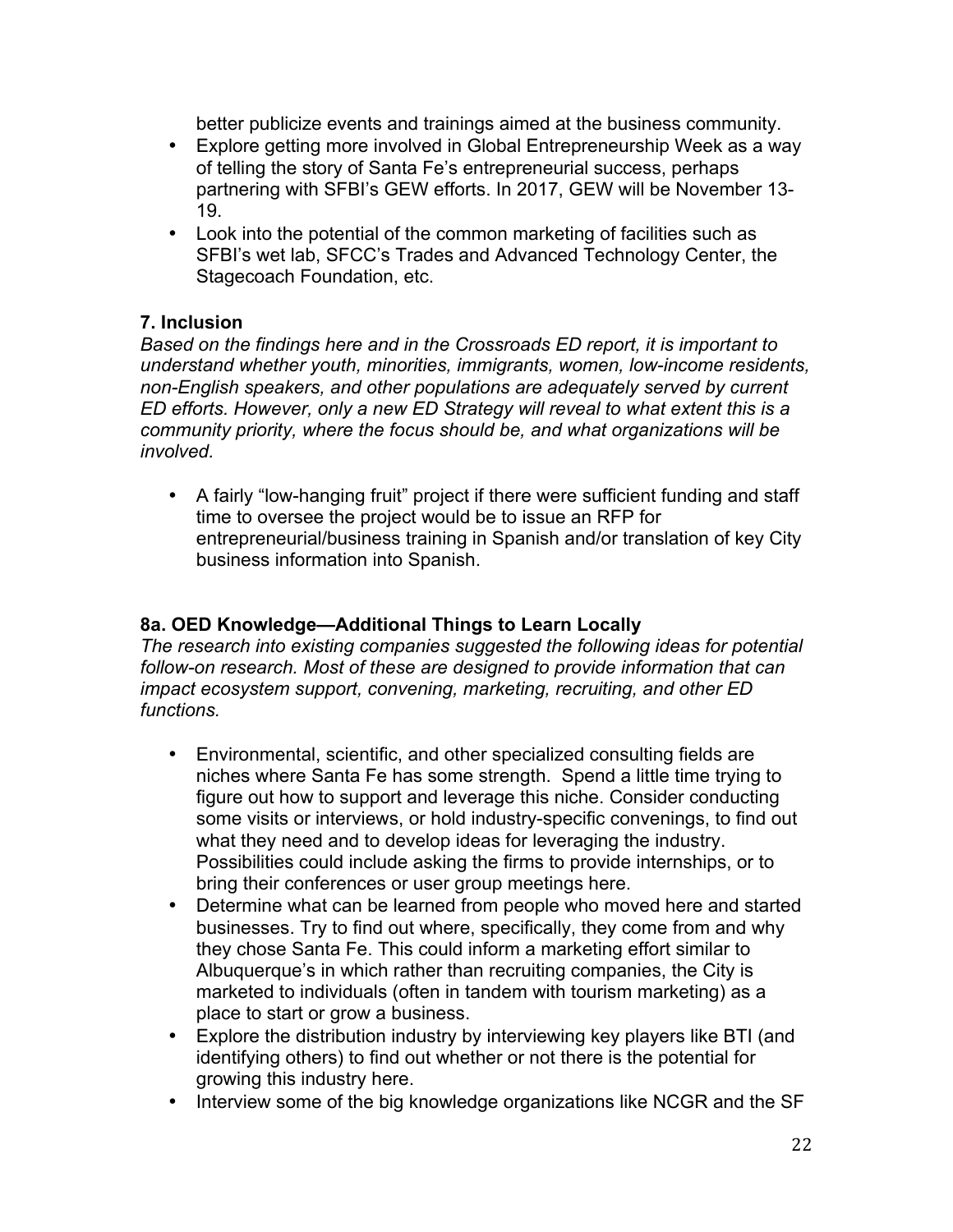better publicize events and trainings aimed at the business community.

- Explore getting more involved in Global Entrepreneurship Week as a way of telling the story of Santa Fe's entrepreneurial success, perhaps partnering with SFBI's GEW efforts. In 2017, GEW will be November 13-19.
- Look into the potential of the common marketing of facilities such as SFBI's wet lab, SFCC's Trades and Advanced Technology Center, the Stagecoach Foundation, etc.

### 7. Inclusion

*Based on the findings here and in the Crossroads ED report, it is important to understand whether youth, minorities, immigrants, women, low-income residents, non-English speakers, and other populations are adequately served by current ED efforts. However, only a new ED Strategy will reveal to what extent this is a community priority, where the focus should be, and what organizations will be involved.*

- A fairly "low-hanging fruit" project if there were sufficient funding and staff time to oversee the project would be to issue an RFP for entrepreneurial/business training in Spanish and/or translation of key City business information into Spanish.

### 8a. OED Knowledge—Additional Things to Learn Locally

*The research into existing companies suggested the following ideas for potential follow-on research. Most of these are designed to provide information that can impact ecosystem support, convening, marketing, recruiting, and other ED functions.*

- Environmental, scientific, and other specialized consulting fields are niches where Santa Fe has some strength. Spend a little time trying to figure out how to support and leverage this niche. Consider conducting some visits or interviews, or hold industry-specific convenings, to find out what they need and to develop ideas for leveraging the industry. Possibilities could include asking the firms to provide internships, or to bring their conferences or user group meetings here.
- Determine what can be learned from people who moved here and started businesses. Try to find out where, specifically, they come from and why they chose Santa Fe. This could inform a marketing effort similar to Albuquerque's in which rather than recruiting companies, the City is marketed to individuals (often in tandem with tourism marketing) as a place to start or grow a business.
- Explore the distribution industry by interviewing key players like BTI (and identifying others) to find out whether or not there is the potential for growing this industry here.
- Interview some of the big knowledge organizations like NCGR and the SF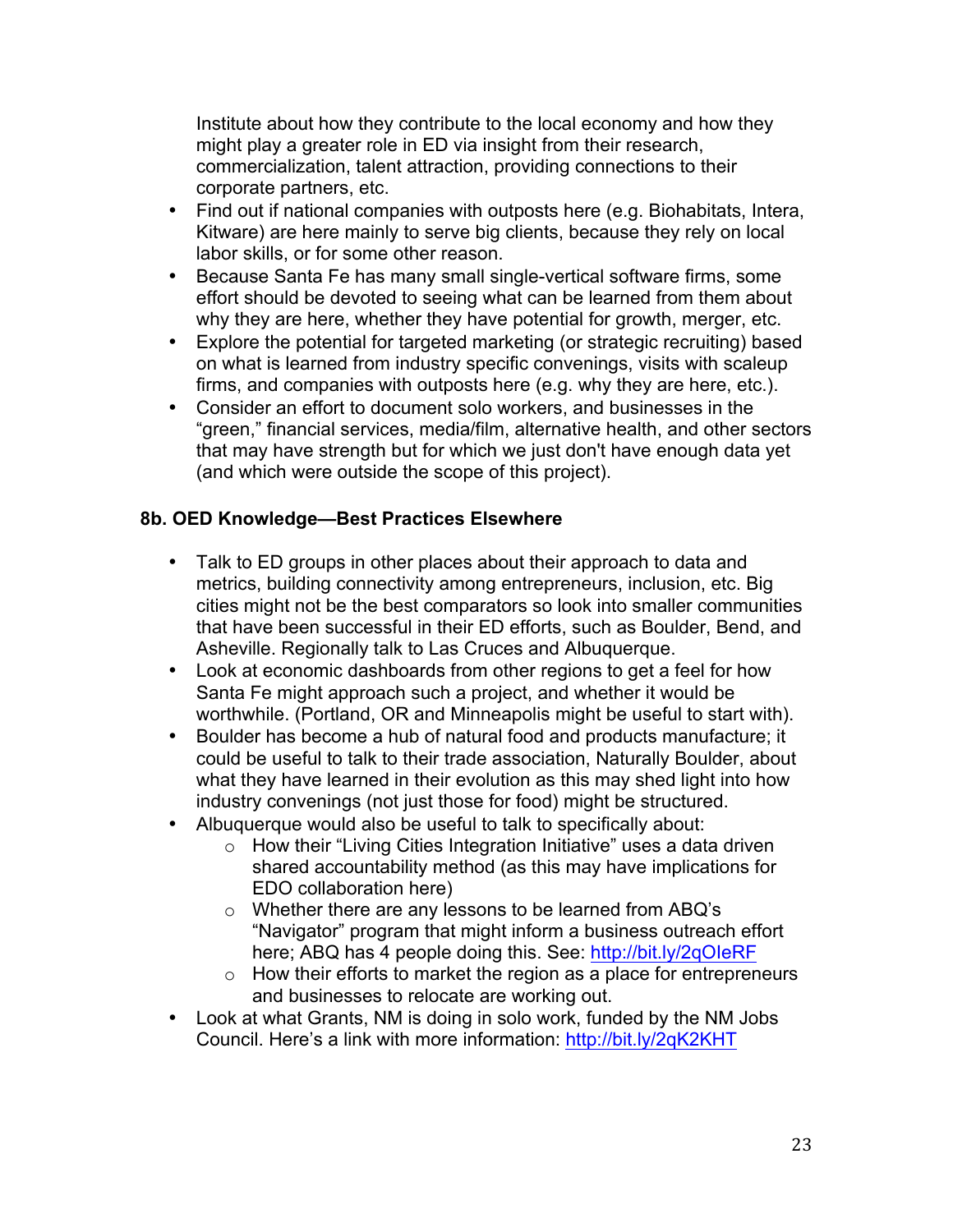Institute about how they contribute to the local economy and how they might play a greater role in ED via insight from their research, commercialization, talent attraction, providing connections to their corporate partners, etc.

- Find out if national companies with outposts here (e.g. Biohabitats, Intera, Kitware) are here mainly to serve big clients, because they rely on local labor skills, or for some other reason.
- Because Santa Fe has many small single-vertical software firms, some effort should be devoted to seeing what can be learned from them about why they are here, whether they have potential for growth, merger, etc.
- Explore the potential for targeted marketing (or strategic recruiting) based on what is learned from industry specific convenings, visits with scaleup firms, and companies with outposts here (e.g. why they are here, etc.).
- Consider an effort to document solo workers, and businesses in the "green," financial services, media/film, alternative health, and other sectors that may have strength but for which we just don't have enough data yet (and which were outside the scope of this project).

### 8b. OED Knowledge—Best Practices Elsewhere

- Talk to ED groups in other places about their approach to data and metrics, building connectivity among entrepreneurs, inclusion, etc. Big cities might not be the best comparators so look into smaller communities that have been successful in their ED efforts, such as Boulder, Bend, and Asheville. Regionally talk to Las Cruces and Albuquerque.
- Look at economic dashboards from other regions to get a feel for how Santa Fe might approach such a project, and whether it would be worthwhile. (Portland, OR and Minneapolis might be useful to start with).
- Boulder has become a hub of natural food and products manufacture; it could be useful to talk to their trade association, Naturally Boulder, about what they have learned in their evolution as this may shed light into how industry convenings (not just those for food) might be structured.
- Albuquerque would also be useful to talk to specifically about:
  - How their "Living Cities Integration Initiative" uses a data driven shared accountability method (as this may have implications for EDO collaboration here)
  - Whether there are any lessons to be learned from ABQ's "Navigator" program that might inform a business outreach effort here; ABQ has 4 people doing this. See: http://bit.ly/2qOIeRF
  - How their efforts to market the region as a place for entrepreneurs and businesses to relocate are working out.
- Look at what Grants, NM is doing in solo work, funded by the NM Jobs Council. Here's a link with more information: http://bit.ly/2qK2KHT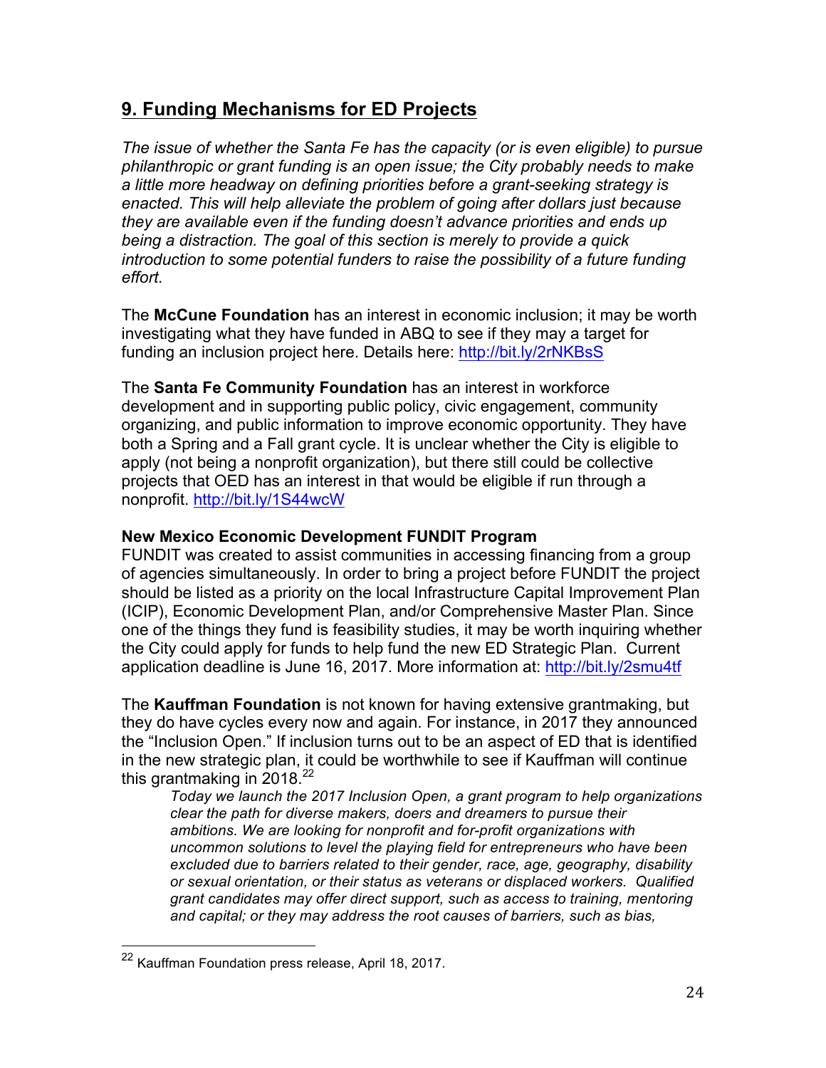## 9. Funding Mechanisms for ED Projects

*The issue of whether the Santa Fe has the capacity (or is even eligible) to pursue philanthropic or grant funding is an open issue; the City probably needs to make a little more headway on defining priorities before a grant-seeking strategy is enacted. This will help alleviate the problem of going after dollars just because they are available even if the funding doesn't advance priorities and ends up being a distraction. The goal of this section is merely to provide a quick introduction to some potential funders to raise the possibility of a future funding effort.*

The **McCune Foundation** has an interest in economic inclusion; it may be worth investigating what they have funded in ABQ to see if they may a target for funding an inclusion project here. Details here: http://bit.ly/2rNKBsS

The **Santa Fe Community Foundation** has an interest in workforce development and in supporting public policy, civic engagement, community organizing, and public information to improve economic opportunity. They have both a Spring and a Fall grant cycle. It is unclear whether the City is eligible to apply (not being a nonprofit organization), but there still could be collective projects that OED has an interest in that would be eligible if run through a nonprofit. http://bit.ly/1S44wcW

**New Mexico Economic Development FUNDIT Program**

FUNDIT was created to assist communities in accessing financing from a group of agencies simultaneously. In order to bring a project before FUNDIT the project should be listed as a priority on the local Infrastructure Capital Improvement Plan (ICIP), Economic Development Plan, and/or Comprehensive Master Plan. Since one of the things they fund is feasibility studies, it may be worth inquiring whether the City could apply for funds to help fund the new ED Strategic Plan. Current application deadline is June 16, 2017. More information at: http://bit.ly/2smu4tf

The **Kauffman Foundation** is not known for having extensive grantmaking, but they do have cycles every now and again. For instance, in 2017 they announced the "Inclusion Open." If inclusion turns out to be an aspect of ED that is identified in the new strategic plan, it could be worthwhile to see if Kauffman will continue this grantmaking in 2018.[22]

> *Today we launch the 2017 Inclusion Open, a grant program to help organizations clear the path for diverse makers, doers and dreamers to pursue their ambitions. We are looking for nonprofit and for-profit organizations with uncommon solutions to level the playing field for entrepreneurs who have been excluded due to barriers related to their gender, race, age, geography, disability or sexual orientation, or their status as veterans or displaced workers. Qualified grant candidates may offer direct support, such as access to training, mentoring and capital; or they may address the root causes of barriers, such as bias,*

[22] Kauffman Foundation press release, April 18, 2017.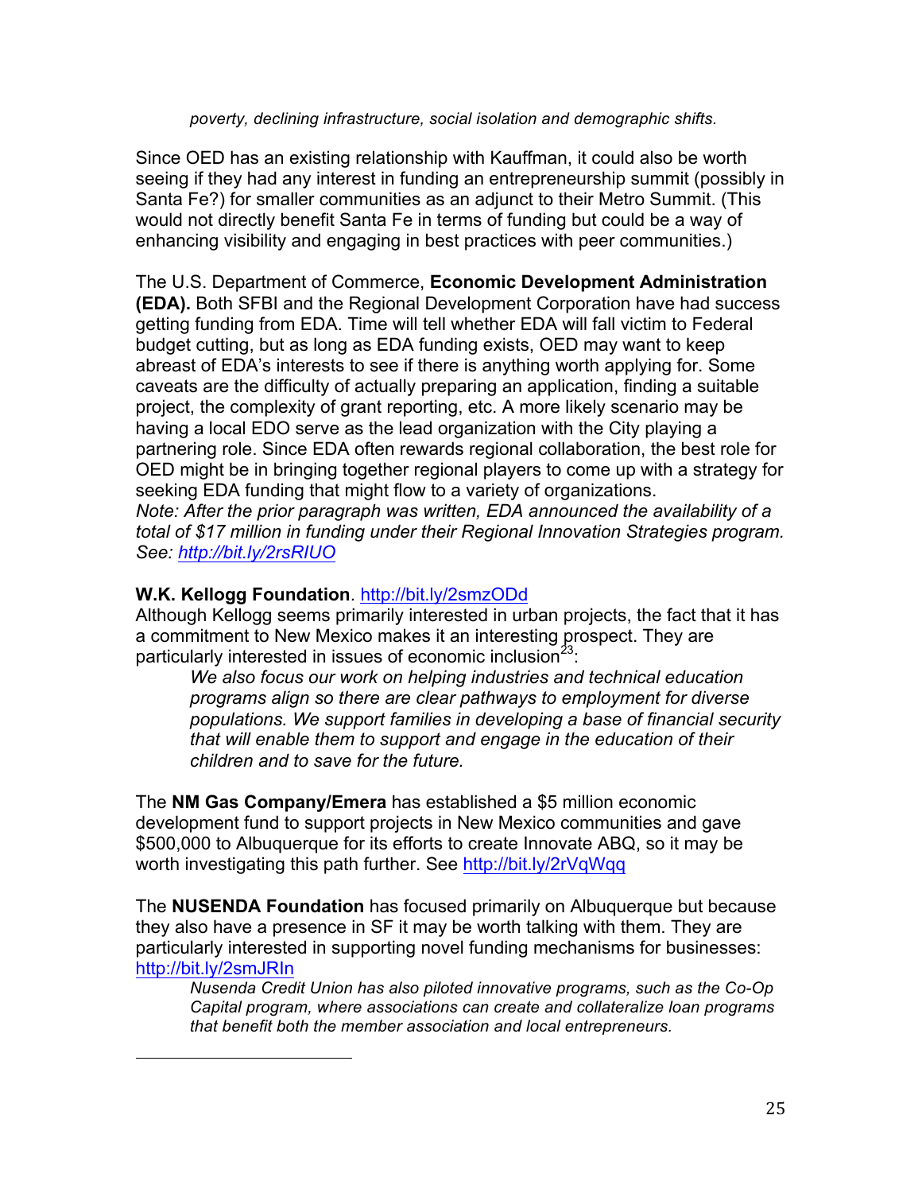*poverty, declining infrastructure, social isolation and demographic shifts.*

Since OED has an existing relationship with Kauffman, it could also be worth seeing if they had any interest in funding an entrepreneurship summit (possibly in Santa Fe?) for smaller communities as an adjunct to their Metro Summit. (This would not directly benefit Santa Fe in terms of funding but could be a way of enhancing visibility and engaging in best practices with peer communities.)

The U.S. Department of Commerce, **Economic Development Administration (EDA).** Both SFBI and the Regional Development Corporation have had success getting funding from EDA. Time will tell whether EDA will fall victim to Federal budget cutting, but as long as EDA funding exists, OED may want to keep abreast of EDA's interests to see if there is anything worth applying for. Some caveats are the difficulty of actually preparing an application, finding a suitable project, the complexity of grant reporting, etc. A more likely scenario may be having a local EDO serve as the lead organization with the City playing a partnering role. Since EDA often rewards regional collaboration, the best role for OED might be in bringing together regional players to come up with a strategy for seeking EDA funding that might flow to a variety of organizations.
*Note: After the prior paragraph was written, EDA announced the availability of a total of $17 million in funding under their Regional Innovation Strategies program. See: http://bit.ly/2rsRIUO*

**W.K. Kellogg Foundation**. http://bit.ly/2smzODd
Although Kellogg seems primarily interested in urban projects, the fact that it has a commitment to New Mexico makes it an interesting prospect. They are particularly interested in issues of economic inclusion[23]:

> *We also focus our work on helping industries and technical education programs align so there are clear pathways to employment for diverse populations. We support families in developing a base of financial security that will enable them to support and engage in the education of their children and to save for the future.*

The **NM Gas Company/Emera** has established a $5 million economic development fund to support projects in New Mexico communities and gave $500,000 to Albuquerque for its efforts to create Innovate ABQ, so it may be worth investigating this path further. See http://bit.ly/2rVqWqq

The **NUSENDA Foundation** has focused primarily on Albuquerque but because they also have a presence in SF it may be worth talking with them. They are particularly interested in supporting novel funding mechanisms for businesses: http://bit.ly/2smJRIn

> *Nusenda Credit Union has also piloted innovative programs, such as the Co-Op Capital program, where associations can create and collateralize loan programs that benefit both the member association and local entrepreneurs.*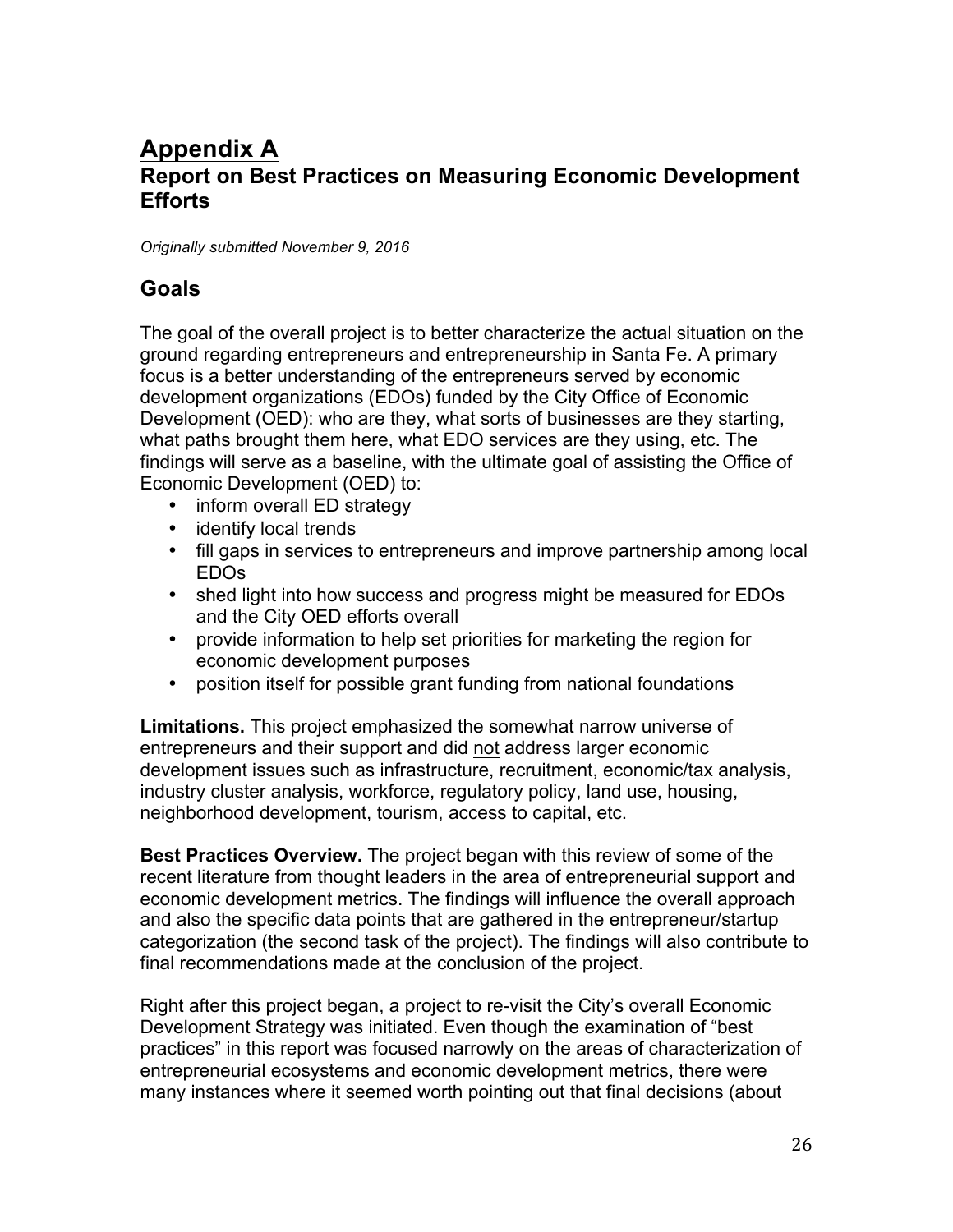# Appendix A

## Report on Best Practices on Measuring Economic Development Efforts

*Originally submitted November 9, 2016*

## Goals

The goal of the overall project is to better characterize the actual situation on the ground regarding entrepreneurs and entrepreneurship in Santa Fe. A primary focus is a better understanding of the entrepreneurs served by economic development organizations (EDOs) funded by the City Office of Economic Development (OED): who are they, what sorts of businesses are they starting, what paths brought them here, what EDO services are they using, etc. The findings will serve as a baseline, with the ultimate goal of assisting the Office of Economic Development (OED) to:

- inform overall ED strategy
- identify local trends
- fill gaps in services to entrepreneurs and improve partnership among local EDOs
- shed light into how success and progress might be measured for EDOs and the City OED efforts overall
- provide information to help set priorities for marketing the region for economic development purposes
- position itself for possible grant funding from national foundations

**Limitations.** This project emphasized the somewhat narrow universe of entrepreneurs and their support and did not address larger economic development issues such as infrastructure, recruitment, economic/tax analysis, industry cluster analysis, workforce, regulatory policy, land use, housing, neighborhood development, tourism, access to capital, etc.

**Best Practices Overview.** The project began with this review of some of the recent literature from thought leaders in the area of entrepreneurial support and economic development metrics. The findings will influence the overall approach and also the specific data points that are gathered in the entrepreneur/startup categorization (the second task of the project). The findings will also contribute to final recommendations made at the conclusion of the project.

Right after this project began, a project to re-visit the City's overall Economic Development Strategy was initiated. Even though the examination of "best practices" in this report was focused narrowly on the areas of characterization of entrepreneurial ecosystems and economic development metrics, there were many instances where it seemed worth pointing out that final decisions (about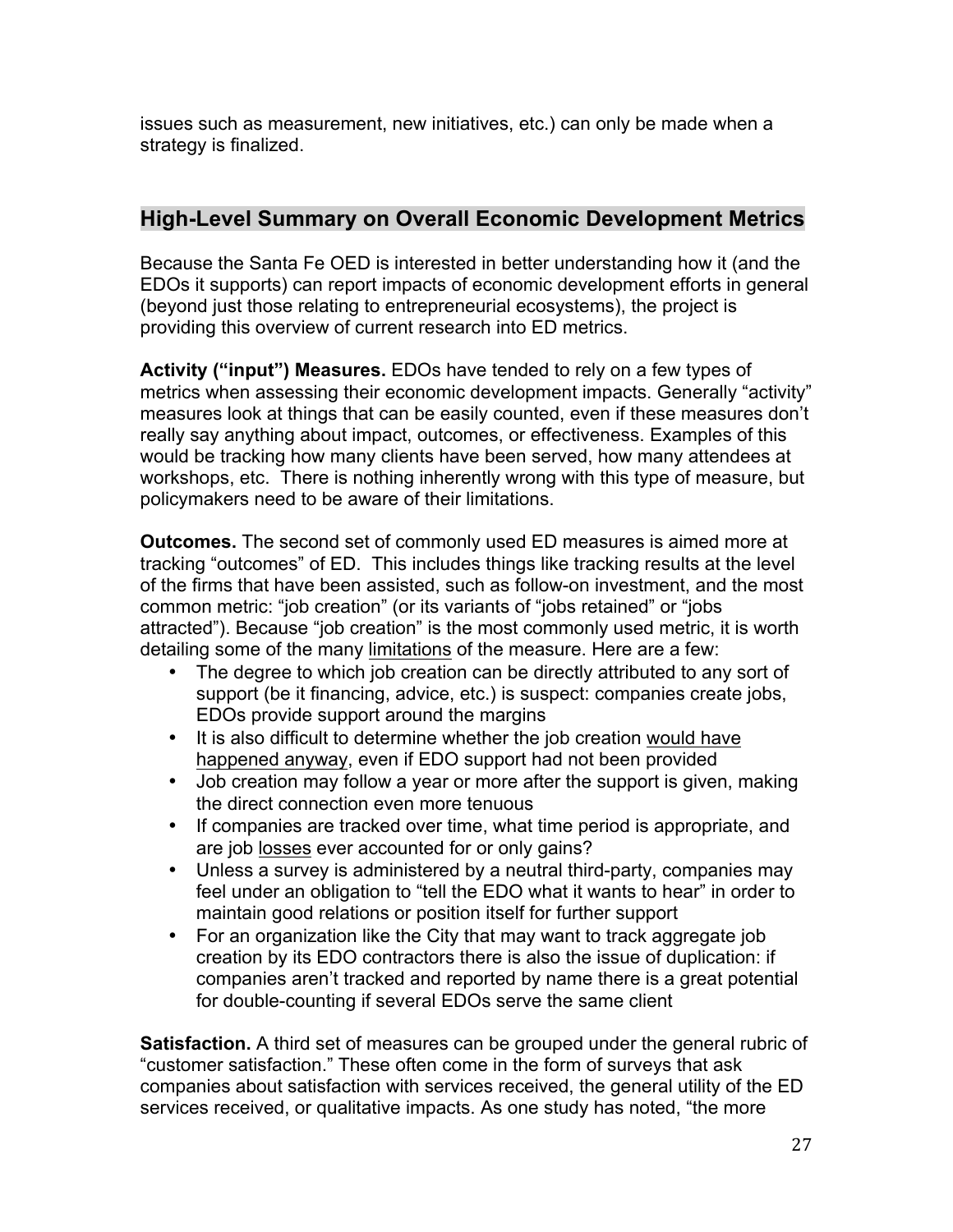issues such as measurement, new initiatives, etc.) can only be made when a strategy is finalized.

## High-Level Summary on Overall Economic Development Metrics

Because the Santa Fe OED is interested in better understanding how it (and the EDOs it supports) can report impacts of economic development efforts in general (beyond just those relating to entrepreneurial ecosystems), the project is providing this overview of current research into ED metrics.

**Activity ("input") Measures.** EDOs have tended to rely on a few types of metrics when assessing their economic development impacts. Generally "activity" measures look at things that can be easily counted, even if these measures don't really say anything about impact, outcomes, or effectiveness. Examples of this would be tracking how many clients have been served, how many attendees at workshops, etc. There is nothing inherently wrong with this type of measure, but policymakers need to be aware of their limitations.

**Outcomes.** The second set of commonly used ED measures is aimed more at tracking "outcomes" of ED. This includes things like tracking results at the level of the firms that have been assisted, such as follow-on investment, and the most common metric: "job creation" (or its variants of "jobs retained" or "jobs attracted"). Because "job creation" is the most commonly used metric, it is worth detailing some of the many limitations of the measure. Here are a few:

- The degree to which job creation can be directly attributed to any sort of support (be it financing, advice, etc.) is suspect: companies create jobs, EDOs provide support around the margins
- It is also difficult to determine whether the job creation would have happened anyway, even if EDO support had not been provided
- Job creation may follow a year or more after the support is given, making the direct connection even more tenuous
- If companies are tracked over time, what time period is appropriate, and are job losses ever accounted for or only gains?
- Unless a survey is administered by a neutral third-party, companies may feel under an obligation to "tell the EDO what it wants to hear" in order to maintain good relations or position itself for further support
- For an organization like the City that may want to track aggregate job creation by its EDO contractors there is also the issue of duplication: if companies aren't tracked and reported by name there is a great potential for double-counting if several EDOs serve the same client

**Satisfaction.** A third set of measures can be grouped under the general rubric of "customer satisfaction." These often come in the form of surveys that ask companies about satisfaction with services received, the general utility of the ED services received, or qualitative impacts. As one study has noted, "the more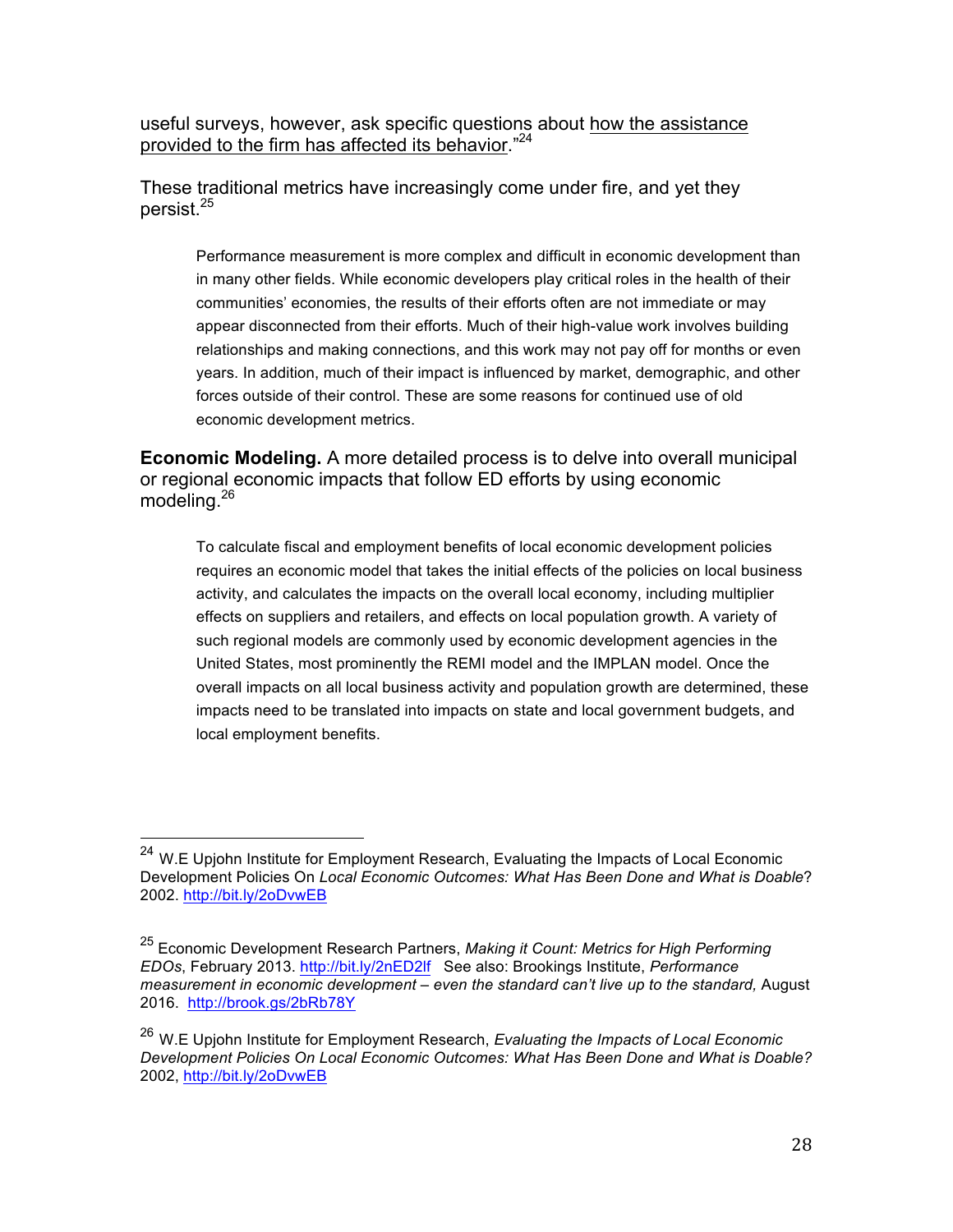useful surveys, however, ask specific questions about <u>how the assistance provided to the firm has affected its behavior</u>."[24]

These traditional metrics have increasingly come under fire, and yet they persist.[25]

> Performance measurement is more complex and difficult in economic development than in many other fields. While economic developers play critical roles in the health of their communities' economies, the results of their efforts often are not immediate or may appear disconnected from their efforts. Much of their high-value work involves building relationships and making connections, and this work may not pay off for months or even years. In addition, much of their impact is influenced by market, demographic, and other forces outside of their control. These are some reasons for continued use of old economic development metrics.

**Economic Modeling.** A more detailed process is to delve into overall municipal or regional economic impacts that follow ED efforts by using economic modeling.[26]

> To calculate fiscal and employment benefits of local economic development policies requires an economic model that takes the initial effects of the policies on local business activity, and calculates the impacts on the overall local economy, including multiplier effects on suppliers and retailers, and effects on local population growth. A variety of such regional models are commonly used by economic development agencies in the United States, most prominently the REMI model and the IMPLAN model. Once the overall impacts on all local business activity and population growth are determined, these impacts need to be translated into impacts on state and local government budgets, and local employment benefits.

---

[24] W.E Upjohn Institute for Employment Research, Evaluating the Impacts of Local Economic Development Policies On *Local Economic Outcomes: What Has Been Done and What is Doable*? 2002. http://bit.ly/2oDvwEB

[25] Economic Development Research Partners, *Making it Count: Metrics for High Performing EDOs*, February 2013. http://bit.ly/2nED2lf See also: Brookings Institute, *Performance measurement in economic development – even the standard can't live up to the standard,* August 2016. http://brook.gs/2bRb78Y

[26] W.E Upjohn Institute for Employment Research, *Evaluating the Impacts of Local Economic Development Policies On Local Economic Outcomes: What Has Been Done and What is Doable?* 2002, http://bit.ly/2oDvwEB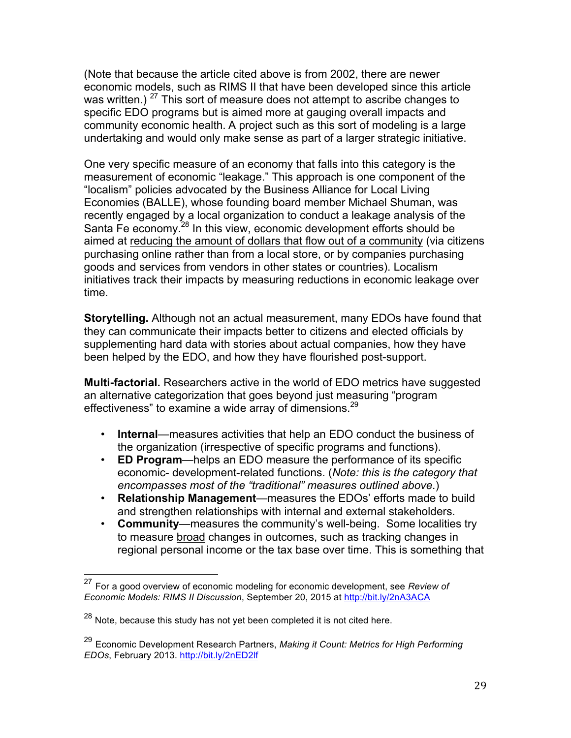(Note that because the article cited above is from 2002, there are newer economic models, such as RIMS II that have been developed since this article was written.) [27] This sort of measure does not attempt to ascribe changes to specific EDO programs but is aimed more at gauging overall impacts and community economic health. A project such as this sort of modeling is a large undertaking and would only make sense as part of a larger strategic initiative.

One very specific measure of an economy that falls into this category is the measurement of economic "leakage." This approach is one component of the "localism" policies advocated by the Business Alliance for Local Living Economies (BALLE), whose founding board member Michael Shuman, was recently engaged by a local organization to conduct a leakage analysis of the Santa Fe economy.[28] In this view, economic development efforts should be aimed at <u>reducing the amount of dollars that flow out of a community</u> (via citizens purchasing online rather than from a local store, or by companies purchasing goods and services from vendors in other states or countries). Localism initiatives track their impacts by measuring reductions in economic leakage over time.

**Storytelling.** Although not an actual measurement, many EDOs have found that they can communicate their impacts better to citizens and elected officials by supplementing hard data with stories about actual companies, how they have been helped by the EDO, and how they have flourished post-support.

**Multi-factorial.** Researchers active in the world of EDO metrics have suggested an alternative categorization that goes beyond just measuring "program effectiveness" to examine a wide array of dimensions.[29]

- **Internal**—measures activities that help an EDO conduct the business of the organization (irrespective of specific programs and functions).
- **ED Program**—helps an EDO measure the performance of its specific economic- development-related functions. (*Note: this is the category that encompasses most of the "traditional" measures outlined above.*)
- **Relationship Management**—measures the EDOs' efforts made to build and strengthen relationships with internal and external stakeholders.
- **Community**—measures the community's well-being. Some localities try to measure <u>broad</u> changes in outcomes, such as tracking changes in regional personal income or the tax base over time. This is something that

---

[27] For a good overview of economic modeling for economic development, see *Review of Economic Models: RIMS II Discussion*, September 20, 2015 at http://bit.ly/2nA3ACA

[28] Note, because this study has not yet been completed it is not cited here.

[29] Economic Development Research Partners, *Making it Count: Metrics for High Performing EDOs*, February 2013. http://bit.ly/2nED2lf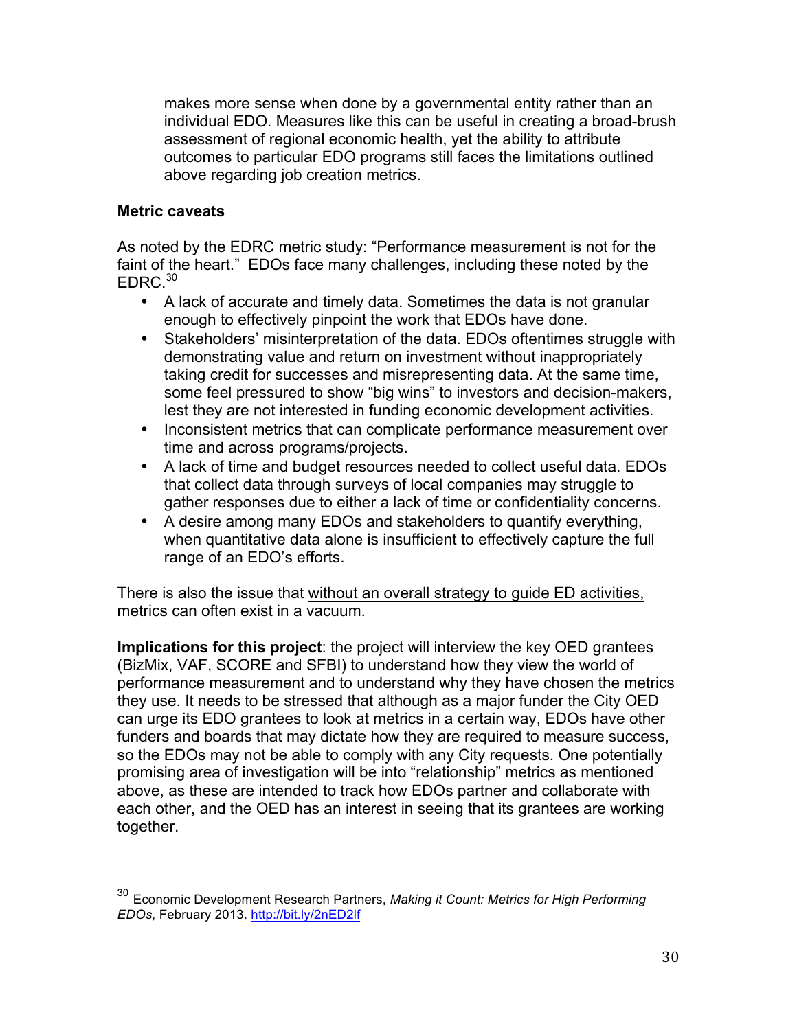makes more sense when done by a governmental entity rather than an individual EDO. Measures like this can be useful in creating a broad-brush assessment of regional economic health, yet the ability to attribute outcomes to particular EDO programs still faces the limitations outlined above regarding job creation metrics.

**Metric caveats**

As noted by the EDRC metric study: "Performance measurement is not for the faint of the heart." EDOs face many challenges, including these noted by the EDRC.[30]

- A lack of accurate and timely data. Sometimes the data is not granular enough to effectively pinpoint the work that EDOs have done.
- Stakeholders' misinterpretation of the data. EDOs oftentimes struggle with demonstrating value and return on investment without inappropriately taking credit for successes and misrepresenting data. At the same time, some feel pressured to show "big wins" to investors and decision-makers, lest they are not interested in funding economic development activities.
- Inconsistent metrics that can complicate performance measurement over time and across programs/projects.
- A lack of time and budget resources needed to collect useful data. EDOs that collect data through surveys of local companies may struggle to gather responses due to either a lack of time or confidentiality concerns.
- A desire among many EDOs and stakeholders to quantify everything, when quantitative data alone is insufficient to effectively capture the full range of an EDO's efforts.

There is also the issue that <u>without an overall strategy to guide ED activities, metrics can often exist in a vacuum</u>.

**Implications for this project**: the project will interview the key OED grantees (BizMix, VAF, SCORE and SFBI) to understand how they view the world of performance measurement and to understand why they have chosen the metrics they use. It needs to be stressed that although as a major funder the City OED can urge its EDO grantees to look at metrics in a certain way, EDOs have other funders and boards that may dictate how they are required to measure success, so the EDOs may not be able to comply with any City requests. One potentially promising area of investigation will be into "relationship" metrics as mentioned above, as these are intended to track how EDOs partner and collaborate with each other, and the OED has an interest in seeing that its grantees are working together.

---

[30] Economic Development Research Partners, *Making it Count: Metrics for High Performing EDOs*, February 2013. http://bit.ly/2nED2lf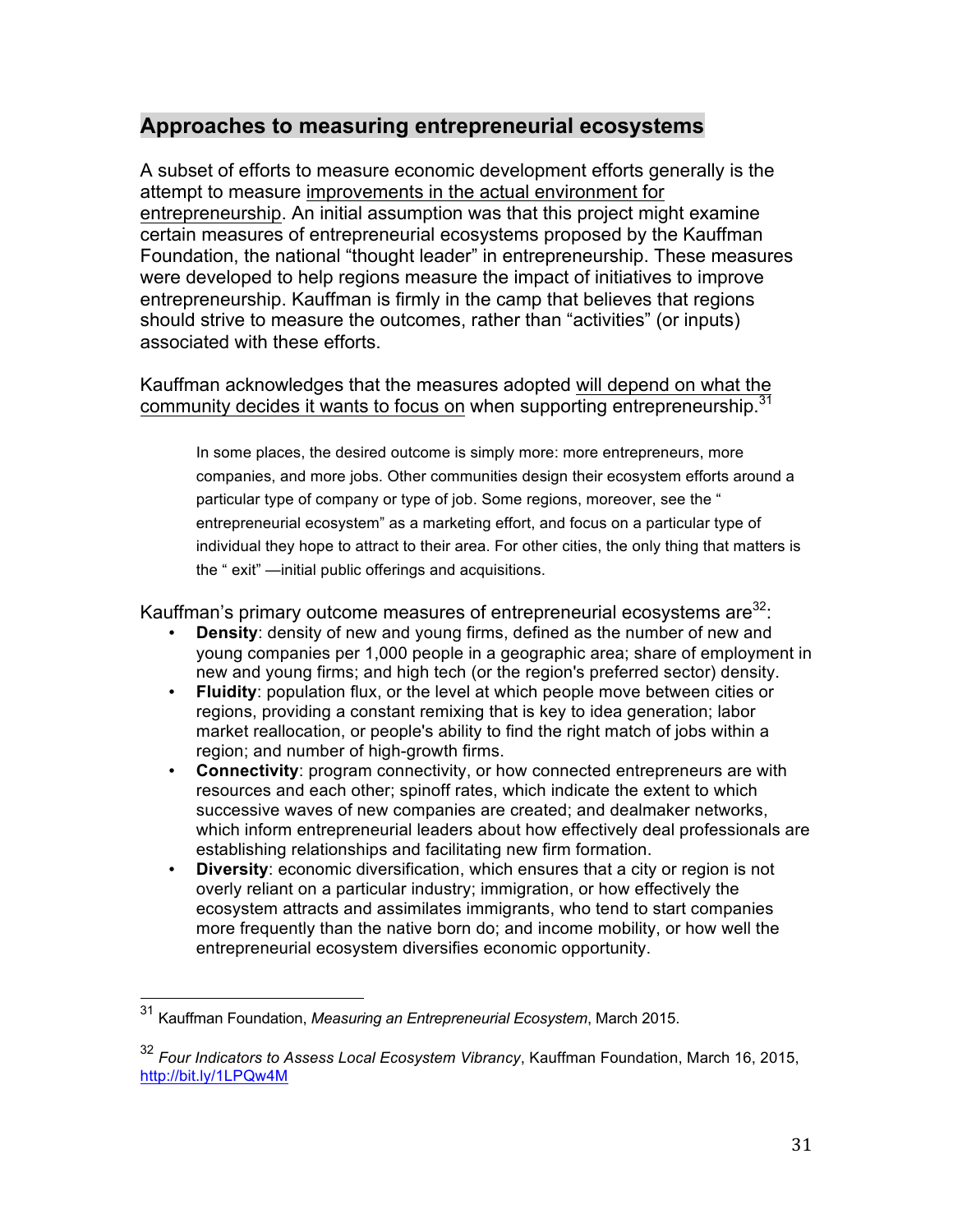## Approaches to measuring entrepreneurial ecosystems

A subset of efforts to measure economic development efforts generally is the attempt to measure improvements in the actual environment for entrepreneurship. An initial assumption was that this project might examine certain measures of entrepreneurial ecosystems proposed by the Kauffman Foundation, the national "thought leader" in entrepreneurship. These measures were developed to help regions measure the impact of initiatives to improve entrepreneurship. Kauffman is firmly in the camp that believes that regions should strive to measure the outcomes, rather than "activities" (or inputs) associated with these efforts.

Kauffman acknowledges that the measures adopted will depend on what the community decides it wants to focus on when supporting entrepreneurship.[31]

> In some places, the desired outcome is simply more: more entrepreneurs, more companies, and more jobs. Other communities design their ecosystem efforts around a particular type of company or type of job. Some regions, moreover, see the " entrepreneurial ecosystem" as a marketing effort, and focus on a particular type of individual they hope to attract to their area. For other cities, the only thing that matters is the " exit" —initial public offerings and acquisitions.

Kauffman's primary outcome measures of entrepreneurial ecosystems are[32]:

- **Density**: density of new and young firms, defined as the number of new and young companies per 1,000 people in a geographic area; share of employment in new and young firms; and high tech (or the region's preferred sector) density.
- **Fluidity**: population flux, or the level at which people move between cities or regions, providing a constant remixing that is key to idea generation; labor market reallocation, or people's ability to find the right match of jobs within a region; and number of high-growth firms.
- **Connectivity**: program connectivity, or how connected entrepreneurs are with resources and each other; spinoff rates, which indicate the extent to which successive waves of new companies are created; and dealmaker networks, which inform entrepreneurial leaders about how effectively deal professionals are establishing relationships and facilitating new firm formation.
- **Diversity**: economic diversification, which ensures that a city or region is not overly reliant on a particular industry; immigration, or how effectively the ecosystem attracts and assimilates immigrants, who tend to start companies more frequently than the native born do; and income mobility, or how well the entrepreneurial ecosystem diversifies economic opportunity.

---

[31] Kauffman Foundation, *Measuring an Entrepreneurial Ecosystem*, March 2015.

[32] *Four Indicators to Assess Local Ecosystem Vibrancy*, Kauffman Foundation, March 16, 2015, http://bit.ly/1LPQw4M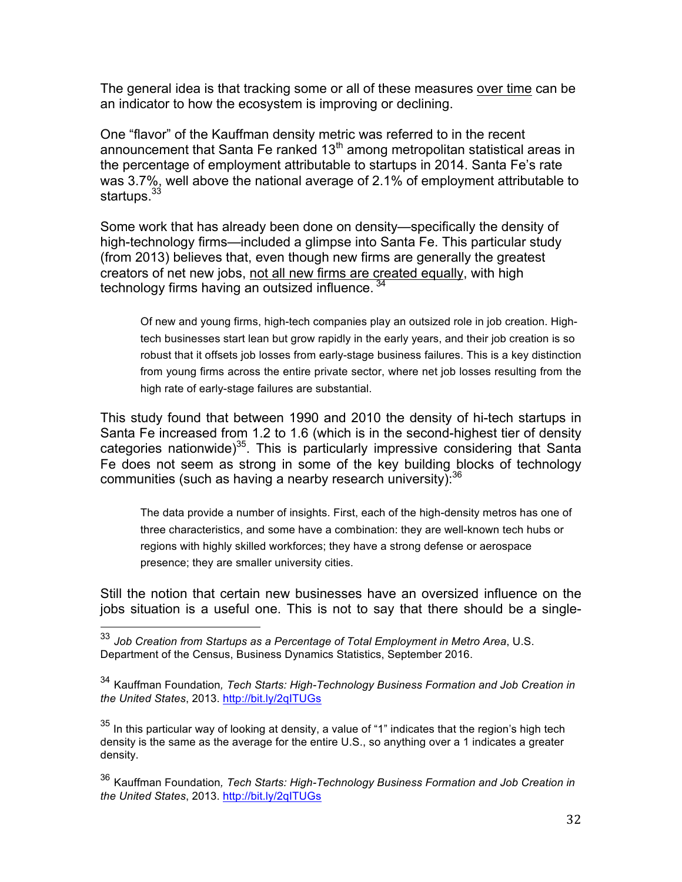The general idea is that tracking some or all of these measures <u>over time</u> can be an indicator to how the ecosystem is improving or declining.

One "flavor" of the Kauffman density metric was referred to in the recent announcement that Santa Fe ranked 13th among metropolitan statistical areas in the percentage of employment attributable to startups in 2014. Santa Fe's rate was 3.7%, well above the national average of 2.1% of employment attributable to startups.[33]

Some work that has already been done on density—specifically the density of high-technology firms—included a glimpse into Santa Fe. This particular study (from 2013) believes that, even though new firms are generally the greatest creators of net new jobs, <u>not all new firms are created equally</u>, with high technology firms having an outsized influence.[34]

> Of new and young firms, high-tech companies play an outsized role in job creation. High-tech businesses start lean but grow rapidly in the early years, and their job creation is so robust that it offsets job losses from early-stage business failures. This is a key distinction from young firms across the entire private sector, where net job losses resulting from the high rate of early-stage failures are substantial.

This study found that between 1990 and 2010 the density of hi-tech startups in Santa Fe increased from 1.2 to 1.6 (which is in the second-highest tier of density categories nationwide)[35]. This is particularly impressive considering that Santa Fe does not seem as strong in some of the key building blocks of technology communities (such as having a nearby research university):[36]

> The data provide a number of insights. First, each of the high-density metros has one of three characteristics, and some have a combination: they are well-known tech hubs or regions with highly skilled workforces; they have a strong defense or aerospace presence; they are smaller university cities.

Still the notion that certain new businesses have an oversized influence on the jobs situation is a useful one. This is not to say that there should be a single-

---

[33] *Job Creation from Startups as a Percentage of Total Employment in Metro Area*, U.S. Department of the Census, Business Dynamics Statistics, September 2016.

[34] Kauffman Foundation, *Tech Starts: High-Technology Business Formation and Job Creation in the United States*, 2013. http://bit.ly/2qITUGs

[35] In this particular way of looking at density, a value of "1" indicates that the region's high tech density is the same as the average for the entire U.S., so anything over a 1 indicates a greater density.

[36] Kauffman Foundation, *Tech Starts: High-Technology Business Formation and Job Creation in the United States*, 2013. http://bit.ly/2qITUGs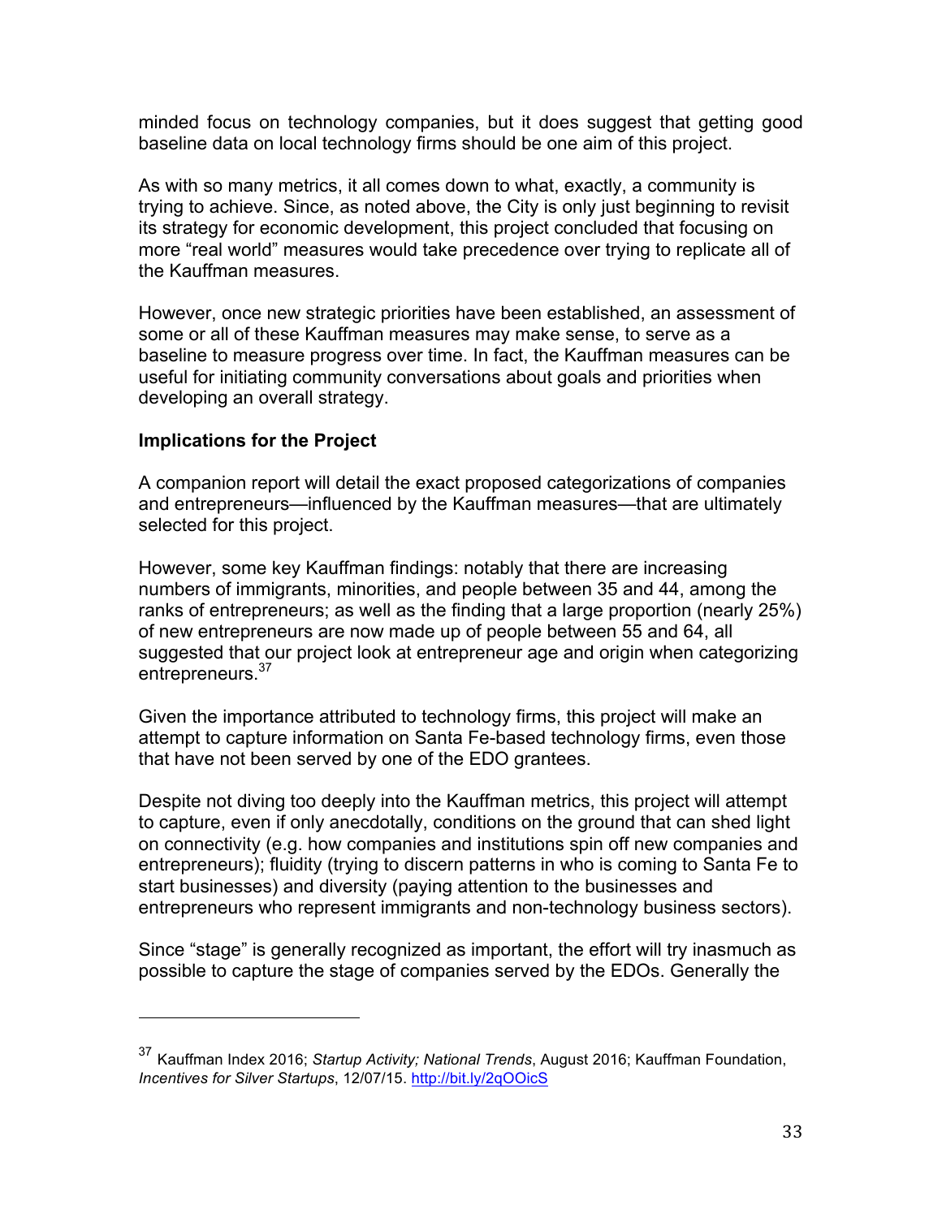minded focus on technology companies, but it does suggest that getting good baseline data on local technology firms should be one aim of this project.

As with so many metrics, it all comes down to what, exactly, a community is trying to achieve. Since, as noted above, the City is only just beginning to revisit its strategy for economic development, this project concluded that focusing on more "real world" measures would take precedence over trying to replicate all of the Kauffman measures.

However, once new strategic priorities have been established, an assessment of some or all of these Kauffman measures may make sense, to serve as a baseline to measure progress over time. In fact, the Kauffman measures can be useful for initiating community conversations about goals and priorities when developing an overall strategy.

**Implications for the Project**

A companion report will detail the exact proposed categorizations of companies and entrepreneurs—influenced by the Kauffman measures—that are ultimately selected for this project.

However, some key Kauffman findings: notably that there are increasing numbers of immigrants, minorities, and people between 35 and 44, among the ranks of entrepreneurs; as well as the finding that a large proportion (nearly 25%) of new entrepreneurs are now made up of people between 55 and 64, all suggested that our project look at entrepreneur age and origin when categorizing entrepreneurs.[37]

Given the importance attributed to technology firms, this project will make an attempt to capture information on Santa Fe-based technology firms, even those that have not been served by one of the EDO grantees.

Despite not diving too deeply into the Kauffman metrics, this project will attempt to capture, even if only anecdotally, conditions on the ground that can shed light on connectivity (e.g. how companies and institutions spin off new companies and entrepreneurs); fluidity (trying to discern patterns in who is coming to Santa Fe to start businesses) and diversity (paying attention to the businesses and entrepreneurs who represent immigrants and non-technology business sectors).

Since "stage" is generally recognized as important, the effort will try inasmuch as possible to capture the stage of companies served by the EDOs. Generally the

---

[37] Kauffman Index 2016; *Startup Activity; National Trends*, August 2016; Kauffman Foundation, *Incentives for Silver Startups*, 12/07/15. http://bit.ly/2qOOicS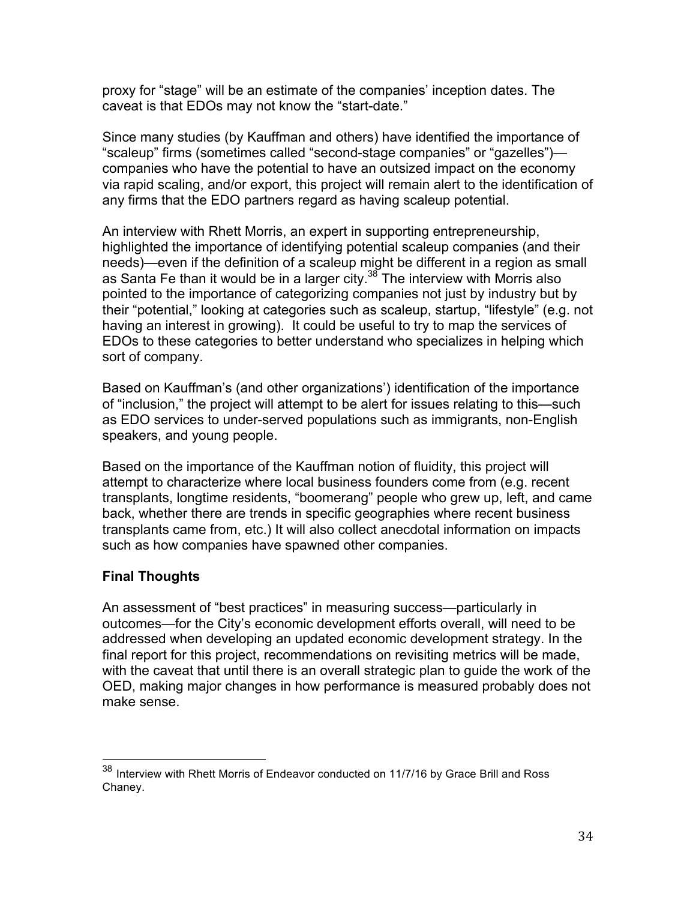proxy for "stage" will be an estimate of the companies' inception dates. The caveat is that EDOs may not know the "start-date."

Since many studies (by Kauffman and others) have identified the importance of "scaleup" firms (sometimes called "second-stage companies" or "gazelles")—companies who have the potential to have an outsized impact on the economy via rapid scaling, and/or export, this project will remain alert to the identification of any firms that the EDO partners regard as having scaleup potential.

An interview with Rhett Morris, an expert in supporting entrepreneurship, highlighted the importance of identifying potential scaleup companies (and their needs)—even if the definition of a scaleup might be different in a region as small as Santa Fe than it would be in a larger city.[38] The interview with Morris also pointed to the importance of categorizing companies not just by industry but by their "potential," looking at categories such as scaleup, startup, "lifestyle" (e.g. not having an interest in growing). It could be useful to try to map the services of EDOs to these categories to better understand who specializes in helping which sort of company.

Based on Kauffman's (and other organizations') identification of the importance of "inclusion," the project will attempt to be alert for issues relating to this—such as EDO services to under-served populations such as immigrants, non-English speakers, and young people.

Based on the importance of the Kauffman notion of fluidity, this project will attempt to characterize where local business founders come from (e.g. recent transplants, longtime residents, "boomerang" people who grew up, left, and came back, whether there are trends in specific geographies where recent business transplants came from, etc.) It will also collect anecdotal information on impacts such as how companies have spawned other companies.

**Final Thoughts**

An assessment of "best practices" in measuring success—particularly in outcomes—for the City's economic development efforts overall, will need to be addressed when developing an updated economic development strategy. In the final report for this project, recommendations on revisiting metrics will be made, with the caveat that until there is an overall strategic plan to guide the work of the OED, making major changes in how performance is measured probably does not make sense.

---

[38] Interview with Rhett Morris of Endeavor conducted on 11/7/16 by Grace Brill and Ross Chaney.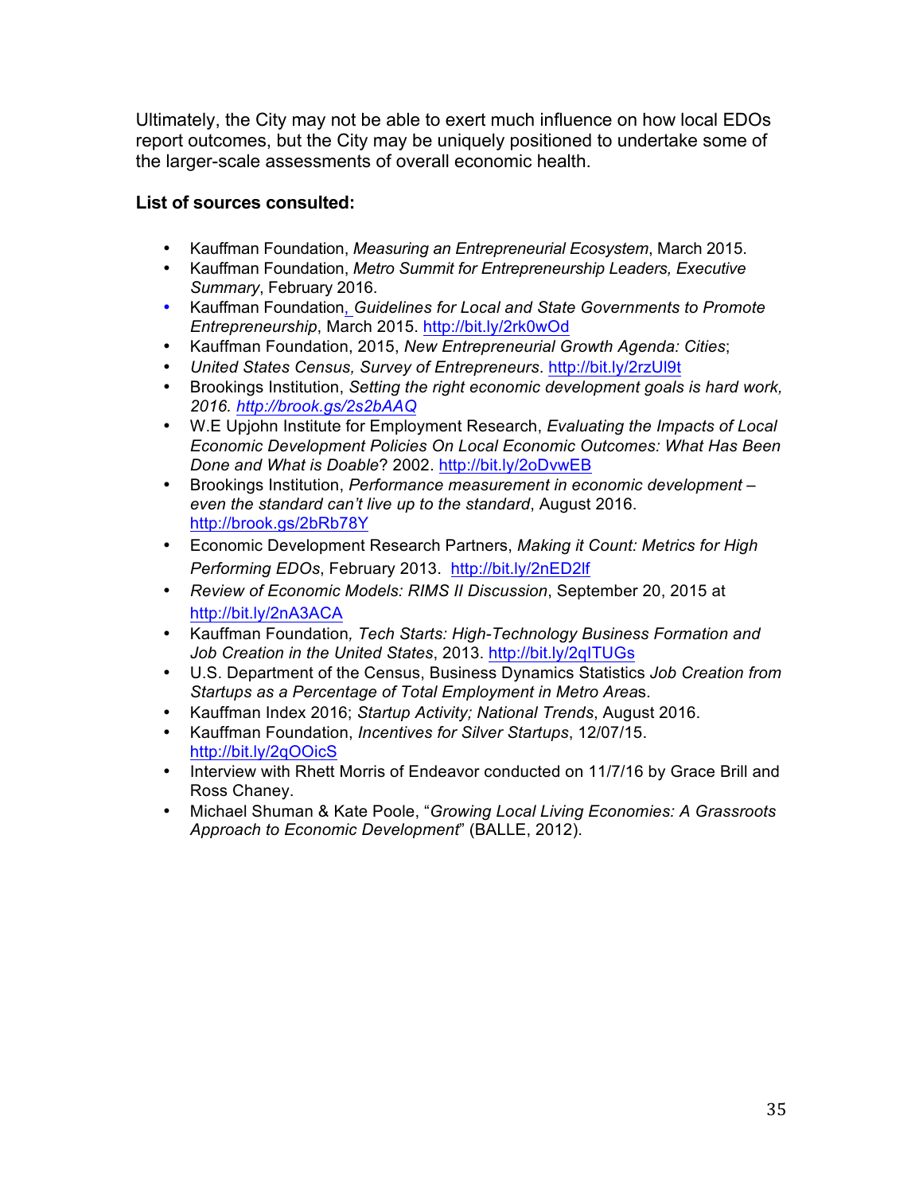Ultimately, the City may not be able to exert much influence on how local EDOs report outcomes, but the City may be uniquely positioned to undertake some of the larger-scale assessments of overall economic health.

**List of sources consulted:**

- Kauffman Foundation, *Measuring an Entrepreneurial Ecosystem*, March 2015.
- Kauffman Foundation, *Metro Summit for Entrepreneurship Leaders, Executive Summary*, February 2016.
- Kauffman Foundation, *Guidelines for Local and State Governments to Promote Entrepreneurship*, March 2015. http://bit.ly/2rk0wOd
- Kauffman Foundation, 2015, *New Entrepreneurial Growth Agenda: Cities*;
- *United States Census, Survey of Entrepreneurs*. http://bit.ly/2rzUl9t
- Brookings Institution, *Setting the right economic development goals is hard work, 2016. http://brook.gs/2s2bAAQ*
- W.E Upjohn Institute for Employment Research, *Evaluating the Impacts of Local Economic Development Policies On Local Economic Outcomes: What Has Been Done and What is Doable*? 2002. http://bit.ly/2oDvwEB
- Brookings Institution, *Performance measurement in economic development – even the standard can't live up to the standard*, August 2016. http://brook.gs/2bRb78Y
- Economic Development Research Partners, *Making it Count: Metrics for High Performing EDOs*, February 2013. http://bit.ly/2nED2lf
- *Review of Economic Models: RIMS II Discussion*, September 20, 2015 at http://bit.ly/2nA3ACA
- Kauffman Foundation*, Tech Starts: High-Technology Business Formation and Job Creation in the United States*, 2013. http://bit.ly/2qITUGs
- U.S. Department of the Census, Business Dynamics Statistics *Job Creation from Startups as a Percentage of Total Employment in Metro Area*s.
- Kauffman Index 2016; *Startup Activity; National Trends*, August 2016.
- Kauffman Foundation, *Incentives for Silver Startups*, 12/07/15. http://bit.ly/2qOOicS
- Interview with Rhett Morris of Endeavor conducted on 11/7/16 by Grace Brill and Ross Chaney.
- Michael Shuman & Kate Poole, "*Growing Local Living Economies: A Grassroots Approach to Economic Development*" (BALLE, 2012).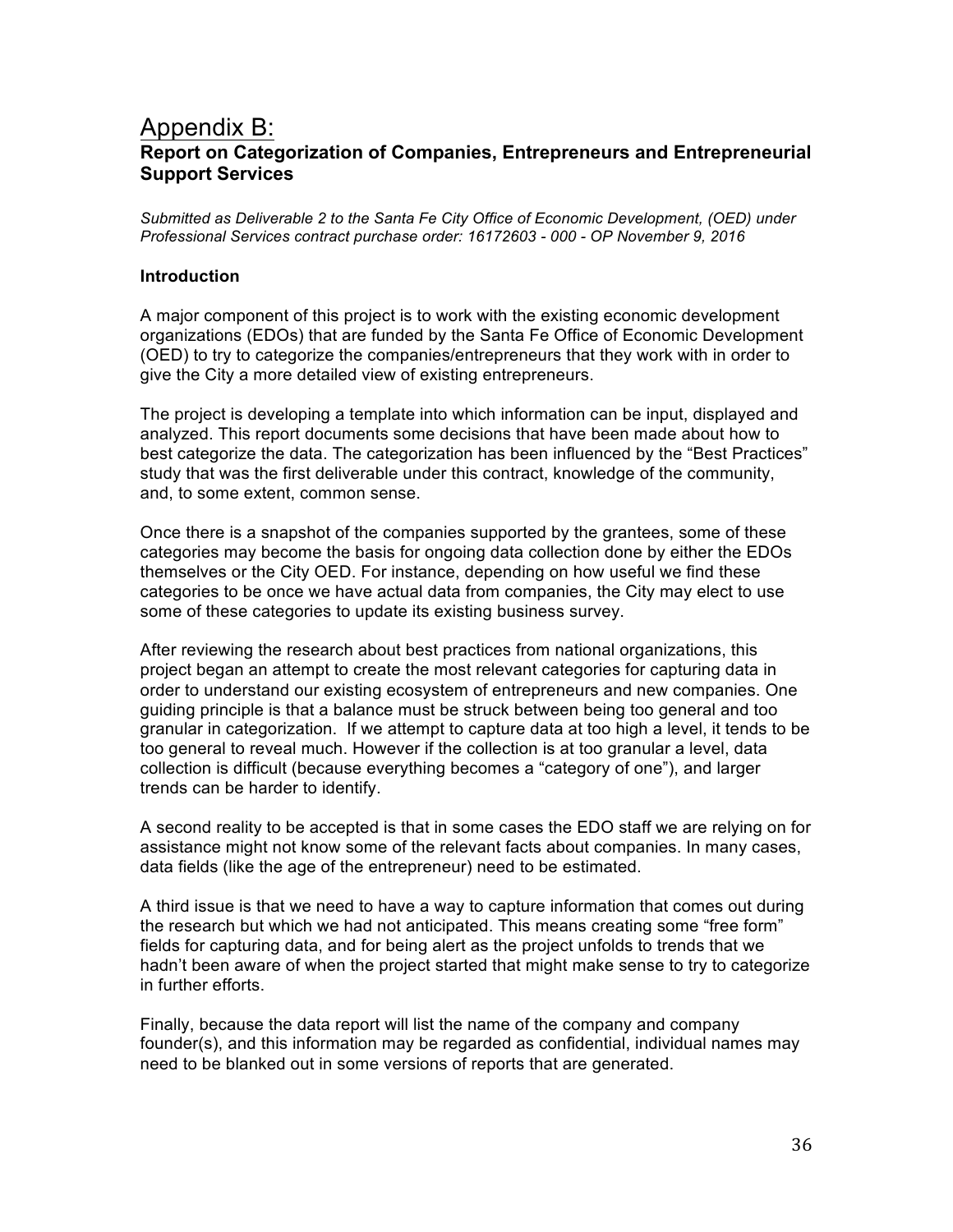# Appendix B:

## Report on Categorization of Companies, Entrepreneurs and Entrepreneurial Support Services

*Submitted as Deliverable 2 to the Santa Fe City Office of Economic Development, (OED) under Professional Services contract purchase order: 16172603 - 000 - OP November 9, 2016*

### Introduction

A major component of this project is to work with the existing economic development organizations (EDOs) that are funded by the Santa Fe Office of Economic Development (OED) to try to categorize the companies/entrepreneurs that they work with in order to give the City a more detailed view of existing entrepreneurs.

The project is developing a template into which information can be input, displayed and analyzed. This report documents some decisions that have been made about how to best categorize the data. The categorization has been influenced by the "Best Practices" study that was the first deliverable under this contract, knowledge of the community, and, to some extent, common sense.

Once there is a snapshot of the companies supported by the grantees, some of these categories may become the basis for ongoing data collection done by either the EDOs themselves or the City OED. For instance, depending on how useful we find these categories to be once we have actual data from companies, the City may elect to use some of these categories to update its existing business survey.

After reviewing the research about best practices from national organizations, this project began an attempt to create the most relevant categories for capturing data in order to understand our existing ecosystem of entrepreneurs and new companies. One guiding principle is that a balance must be struck between being too general and too granular in categorization. If we attempt to capture data at too high a level, it tends to be too general to reveal much. However if the collection is at too granular a level, data collection is difficult (because everything becomes a "category of one"), and larger trends can be harder to identify.

A second reality to be accepted is that in some cases the EDO staff we are relying on for assistance might not know some of the relevant facts about companies. In many cases, data fields (like the age of the entrepreneur) need to be estimated.

A third issue is that we need to have a way to capture information that comes out during the research but which we had not anticipated. This means creating some "free form" fields for capturing data, and for being alert as the project unfolds to trends that we hadn't been aware of when the project started that might make sense to try to categorize in further efforts.

Finally, because the data report will list the name of the company and company founder(s), and this information may be regarded as confidential, individual names may need to be blanked out in some versions of reports that are generated.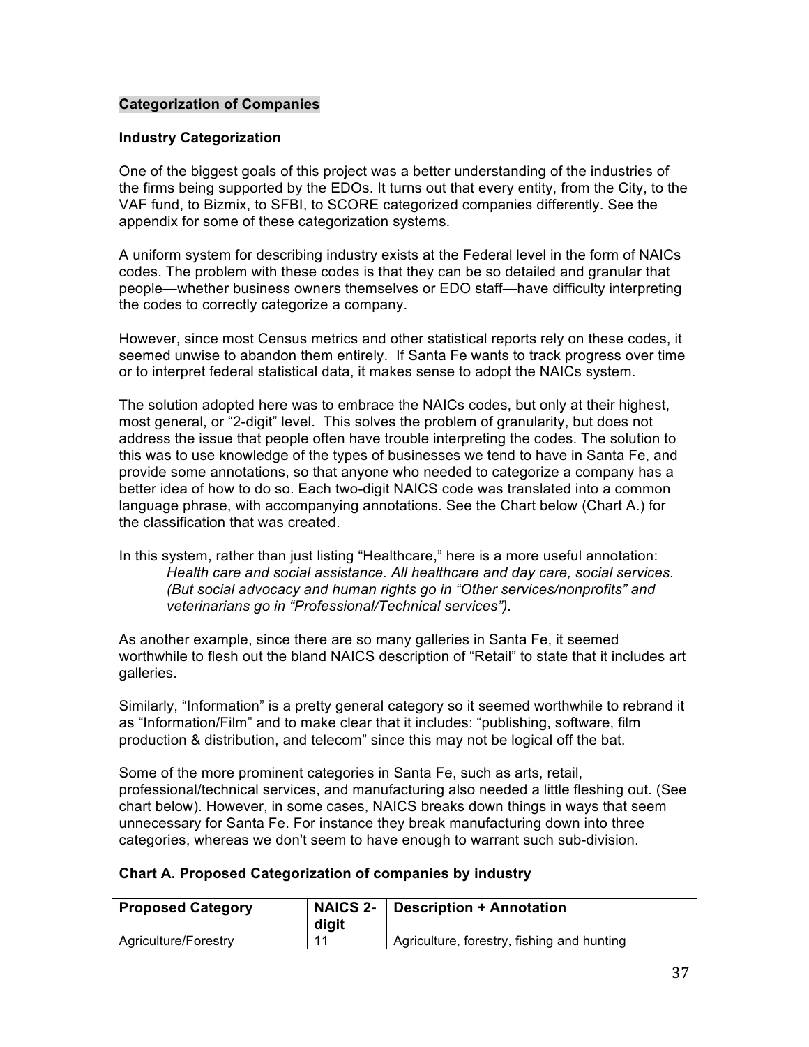**Categorization of Companies**

**Industry Categorization**

One of the biggest goals of this project was a better understanding of the industries of the firms being supported by the EDOs. It turns out that every entity, from the City, to the VAF fund, to Bizmix, to SFBI, to SCORE categorized companies differently. See the appendix for some of these categorization systems.

A uniform system for describing industry exists at the Federal level in the form of NAICs codes. The problem with these codes is that they can be so detailed and granular that people—whether business owners themselves or EDO staff—have difficulty interpreting the codes to correctly categorize a company.

However, since most Census metrics and other statistical reports rely on these codes, it seemed unwise to abandon them entirely. If Santa Fe wants to track progress over time or to interpret federal statistical data, it makes sense to adopt the NAICs system.

The solution adopted here was to embrace the NAICs codes, but only at their highest, most general, or "2-digit" level. This solves the problem of granularity, but does not address the issue that people often have trouble interpreting the codes. The solution to this was to use knowledge of the types of businesses we tend to have in Santa Fe, and provide some annotations, so that anyone who needed to categorize a company has a better idea of how to do so. Each two-digit NAICS code was translated into a common language phrase, with accompanying annotations. See the Chart below (Chart A.) for the classification that was created.

In this system, rather than just listing "Healthcare," here is a more useful annotation:

> *Health care and social assistance. All healthcare and day care, social services. (But social advocacy and human rights go in "Other services/nonprofits" and veterinarians go in "Professional/Technical services").*

As another example, since there are so many galleries in Santa Fe, it seemed worthwhile to flesh out the bland NAICS description of "Retail" to state that it includes art galleries.

Similarly, "Information" is a pretty general category so it seemed worthwhile to rebrand it as "Information/Film" and to make clear that it includes: "publishing, software, film production & distribution, and telecom" since this may not be logical off the bat.

Some of the more prominent categories in Santa Fe, such as arts, retail, professional/technical services, and manufacturing also needed a little fleshing out. (See chart below). However, in some cases, NAICS breaks down things in ways that seem unnecessary for Santa Fe. For instance they break manufacturing down into three categories, whereas we don't seem to have enough to warrant such sub-division.

**Chart A. Proposed Categorization of companies by industry**

| Proposed Category | NAICS 2-digit | Description + Annotation |
|---|---|---|
| Agriculture/Forestry | 11 | Agriculture, forestry, fishing and hunting |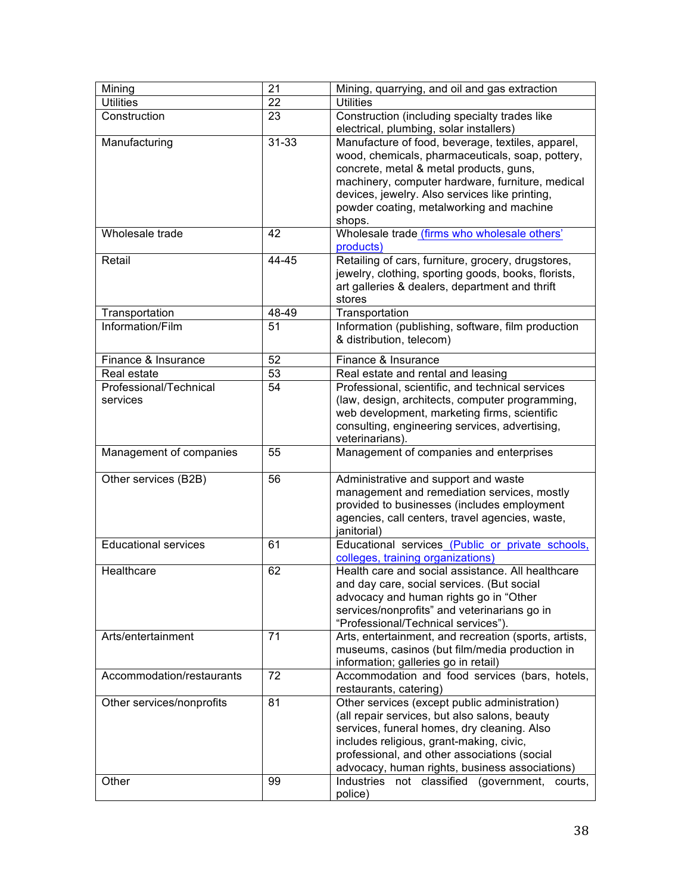| Mining | 21 | Mining, quarrying, and oil and gas extraction |
|---|---|---|
| Utilities | 22 | Utilities |
| Construction | 23 | Construction (including specialty trades like electrical, plumbing, solar installers) |
| Manufacturing | 31-33 | Manufacture of food, beverage, textiles, apparel, wood, chemicals, pharmaceuticals, soap, pottery, concrete, metal & metal products, guns, machinery, computer hardware, furniture, medical devices, jewelry. Also services like printing, powder coating, metalworking and machine shops. |
| Wholesale trade | 42 | Wholesale trade (firms who wholesale others' products) |
| Retail | 44-45 | Retailing of cars, furniture, grocery, drugstores, jewelry, clothing, sporting goods, books, florists, art galleries & dealers, department and thrift stores |
| Transportation | 48-49 | Transportation |
| Information/Film | 51 | Information (publishing, software, film production & distribution, telecom) |
| Finance & Insurance | 52 | Finance & Insurance |
| Real estate | 53 | Real estate and rental and leasing |
| Professional/Technical services | 54 | Professional, scientific, and technical services (law, design, architects, computer programming, web development, marketing firms, scientific consulting, engineering services, advertising, veterinarians). |
| Management of companies | 55 | Management of companies and enterprises |
| Other services (B2B) | 56 | Administrative and support and waste management and remediation services, mostly provided to businesses (includes employment agencies, call centers, travel agencies, waste, janitorial) |
| Educational services | 61 | Educational services (Public or private schools, colleges, training organizations) |
| Healthcare | 62 | Health care and social assistance. All healthcare and day care, social services. (But social advocacy and human rights go in "Other services/nonprofits" and veterinarians go in "Professional/Technical services"). |
| Arts/entertainment | 71 | Arts, entertainment, and recreation (sports, artists, museums, casinos (but film/media production in information; galleries go in retail) |
| Accommodation/restaurants | 72 | Accommodation and food services (bars, hotels, restaurants, catering) |
| Other services/nonprofits | 81 | Other services (except public administration) (all repair services, but also salons, beauty services, funeral homes, dry cleaning. Also includes religious, grant-making, civic, professional, and other associations (social advocacy, human rights, business associations) |
| Other | 99 | Industries not classified (government, courts, police) |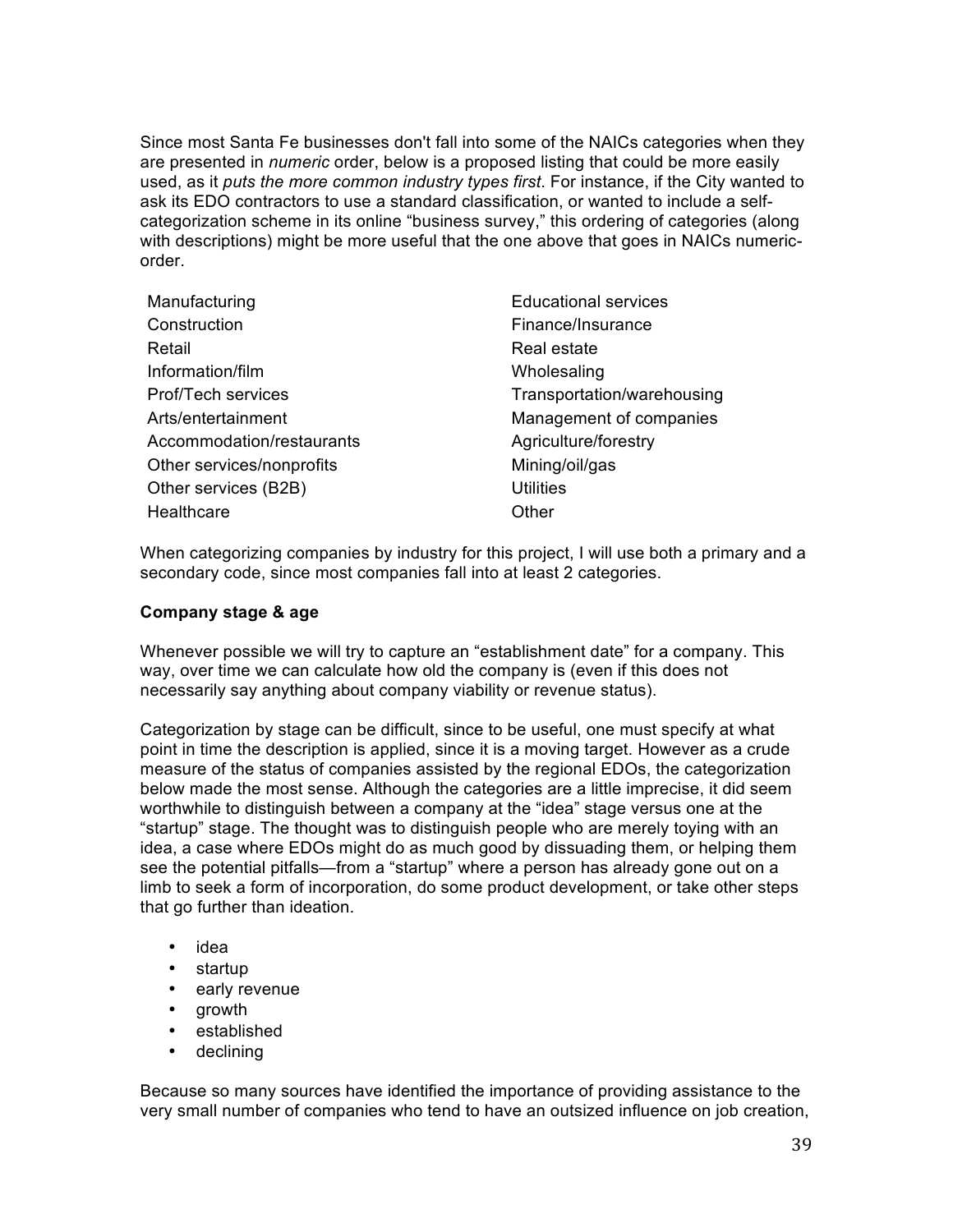Since most Santa Fe businesses don't fall into some of the NAICs categories when they are presented in *numeric* order, below is a proposed listing that could be more easily used, as it *puts the more common industry types first*. For instance, if the City wanted to ask its EDO contractors to use a standard classification, or wanted to include a self-categorization scheme in its online "business survey," this ordering of categories (along with descriptions) might be more useful that the one above that goes in NAICs numeric-order.

Manufacturing
Construction
Retail
Information/film
Prof/Tech services
Arts/entertainment
Accommodation/restaurants
Other services/nonprofits
Other services (B2B)
Healthcare
Educational services
Finance/Insurance
Real estate
Wholesaling
Transportation/warehousing
Management of companies
Agriculture/forestry
Mining/oil/gas
Utilities
Other

When categorizing companies by industry for this project, I will use both a primary and a secondary code, since most companies fall into at least 2 categories.

**Company stage & age**

Whenever possible we will try to capture an "establishment date" for a company. This way, over time we can calculate how old the company is (even if this does not necessarily say anything about company viability or revenue status).

Categorization by stage can be difficult, since to be useful, one must specify at what point in time the description is applied, since it is a moving target. However as a crude measure of the status of companies assisted by the regional EDOs, the categorization below made the most sense. Although the categories are a little imprecise, it did seem worthwhile to distinguish between a company at the "idea" stage versus one at the "startup" stage. The thought was to distinguish people who are merely toying with an idea, a case where EDOs might do as much good by dissuading them, or helping them see the potential pitfalls—from a "startup" where a person has already gone out on a limb to seek a form of incorporation, do some product development, or take other steps that go further than ideation.

- idea
- startup
- early revenue
- growth
- established
- declining

Because so many sources have identified the importance of providing assistance to the very small number of companies who tend to have an outsized influence on job creation,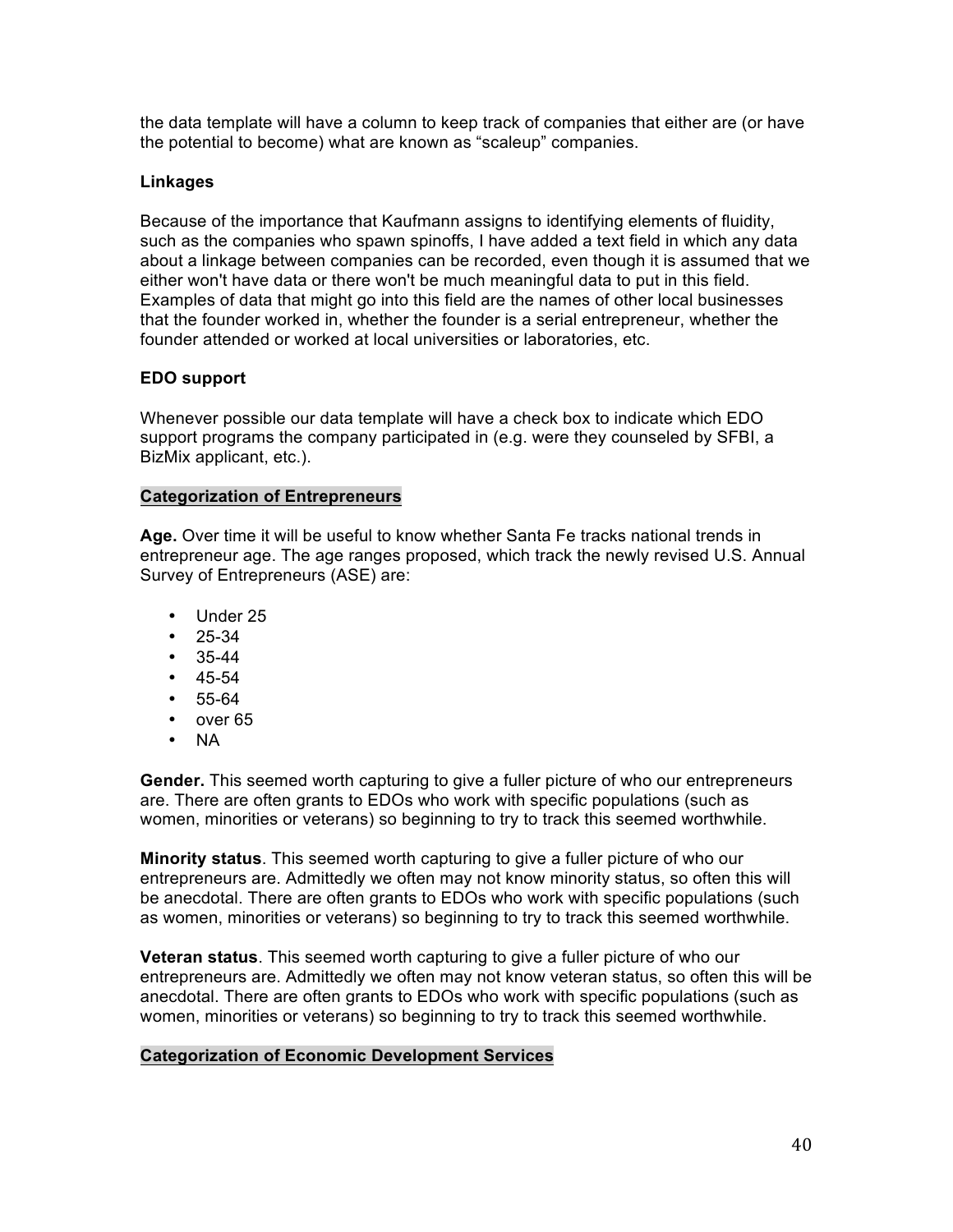the data template will have a column to keep track of companies that either are (or have the potential to become) what are known as “scaleup” companies.

**Linkages**

Because of the importance that Kaufmann assigns to identifying elements of fluidity, such as the companies who spawn spinoffs, I have added a text field in which any data about a linkage between companies can be recorded, even though it is assumed that we either won't have data or there won't be much meaningful data to put in this field. Examples of data that might go into this field are the names of other local businesses that the founder worked in, whether the founder is a serial entrepreneur, whether the founder attended or worked at local universities or laboratories, etc.

**EDO support**

Whenever possible our data template will have a check box to indicate which EDO support programs the company participated in (e.g. were they counseled by SFBI, a BizMix applicant, etc.).

**Categorization of Entrepreneurs**

**Age.** Over time it will be useful to know whether Santa Fe tracks national trends in entrepreneur age. The age ranges proposed, which track the newly revised U.S. Annual Survey of Entrepreneurs (ASE) are:

- Under 25
- 25-34
- 35-44
- 45-54
- 55-64
- over 65
- NA

**Gender.** This seemed worth capturing to give a fuller picture of who our entrepreneurs are. There are often grants to EDOs who work with specific populations (such as women, minorities or veterans) so beginning to try to track this seemed worthwhile.

**Minority status**. This seemed worth capturing to give a fuller picture of who our entrepreneurs are. Admittedly we often may not know minority status, so often this will be anecdotal. There are often grants to EDOs who work with specific populations (such as women, minorities or veterans) so beginning to try to track this seemed worthwhile.

**Veteran status**. This seemed worth capturing to give a fuller picture of who our entrepreneurs are. Admittedly we often may not know veteran status, so often this will be anecdotal. There are often grants to EDOs who work with specific populations (such as women, minorities or veterans) so beginning to try to track this seemed worthwhile.

**Categorization of Economic Development Services**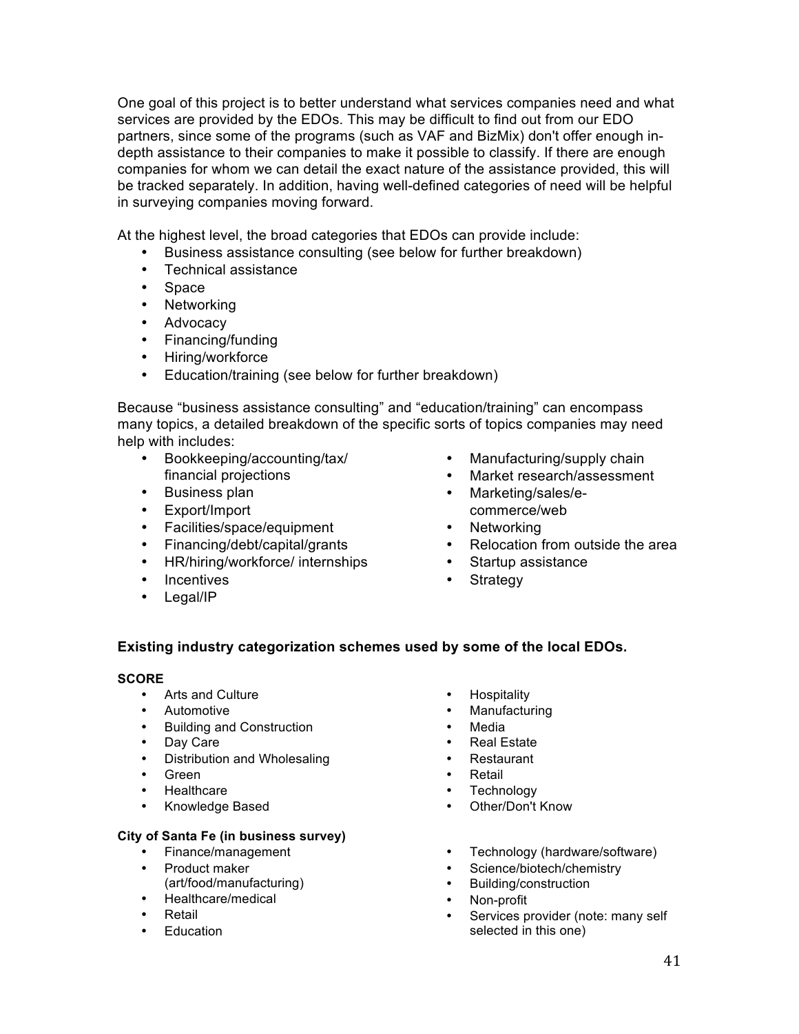One goal of this project is to better understand what services companies need and what services are provided by the EDOs. This may be difficult to find out from our EDO partners, since some of the programs (such as VAF and BizMix) don't offer enough in-depth assistance to their companies to make it possible to classify. If there are enough companies for whom we can detail the exact nature of the assistance provided, this will be tracked separately. In addition, having well-defined categories of need will be helpful in surveying companies moving forward.

At the highest level, the broad categories that EDOs can provide include:

- Business assistance consulting (see below for further breakdown)
- Technical assistance
- Space
- Networking
- Advocacy
- Financing/funding
- Hiring/workforce
- Education/training (see below for further breakdown)

Because "business assistance consulting" and "education/training" can encompass many topics, a detailed breakdown of the specific sorts of topics companies may need help with includes:

- Bookkeeping/accounting/tax/ financial projections
- Business plan
- Export/Import
- Facilities/space/equipment
- Financing/debt/capital/grants
- HR/hiring/workforce/ internships
- Incentives
- Legal/IP
- Manufacturing/supply chain
- Market research/assessment
- Marketing/sales/e-commerce/web
- Networking
- Relocation from outside the area
- Startup assistance
- Strategy

### Existing industry categorization schemes used by some of the local EDOs.

#### SCORE

- Arts and Culture
- Automotive
- Building and Construction
- Day Care
- Distribution and Wholesaling
- Green
- Healthcare
- Knowledge Based
- Hospitality
- Manufacturing
- Media
- Real Estate
- Restaurant
- Retail
- Technology
- Other/Don't Know

#### City of Santa Fe (in business survey)

- Finance/management
- Product maker (art/food/manufacturing)
- Healthcare/medical
- Retail
- Education
- Technology (hardware/software)
- Science/biotech/chemistry
- Building/construction
- Non-profit
- Services provider (note: many self selected in this one)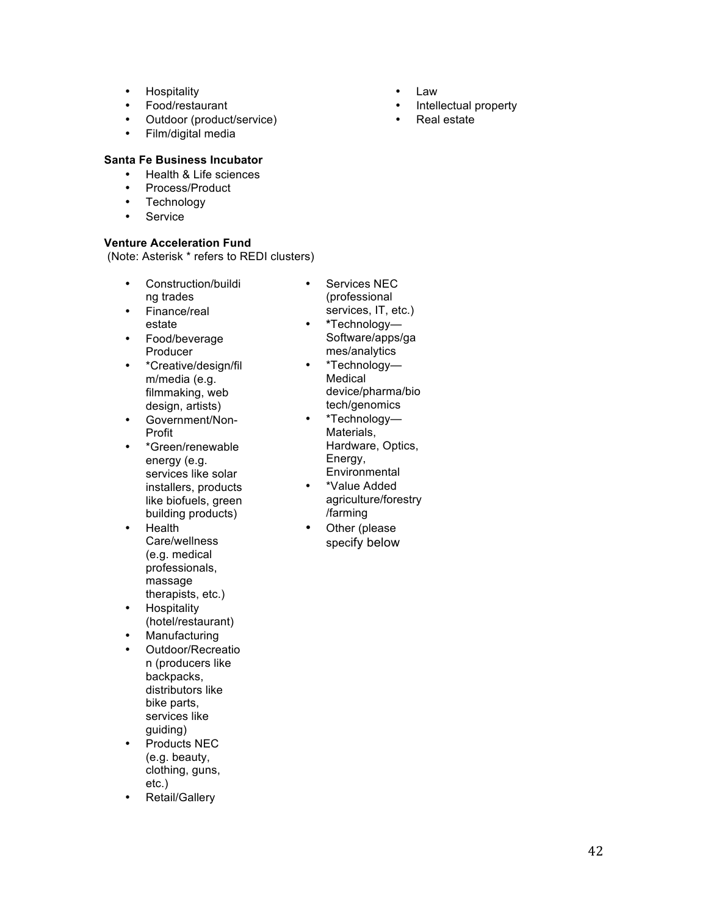- Hospitality
- Food/restaurant
- Outdoor (product/service)
- Film/digital media
- Law
- Intellectual property
- Real estate

**Santa Fe Business Incubator**

- Health & Life sciences
- Process/Product
- Technology
- Service

**Venture Acceleration Fund**

(Note: Asterisk * refers to REDI clusters)

- Construction/building trades
- Finance/real estate
- Food/beverage Producer
- *Creative/design/film/media (e.g. filmmaking, web design, artists)
- Government/Non-Profit
- *Green/renewable energy (e.g. services like solar installers, products like biofuels, green building products)
- Health Care/wellness (e.g. medical professionals, massage therapists, etc.)
- Hospitality (hotel/restaurant)
- Manufacturing
- Outdoor/Recreation (producers like backpacks, distributors like bike parts, services like guiding)
- Products NEC (e.g. beauty, clothing, guns, etc.)
- Retail/Gallery
- Services NEC (professional services, IT, etc.)
- *Technology—Software/apps/games/analytics
- *Technology—Medical device/pharma/biotech/genomics
- *Technology—Materials, Hardware, Optics, Energy, Environmental
- *Value Added agriculture/forestry/farming
- Other (please specify below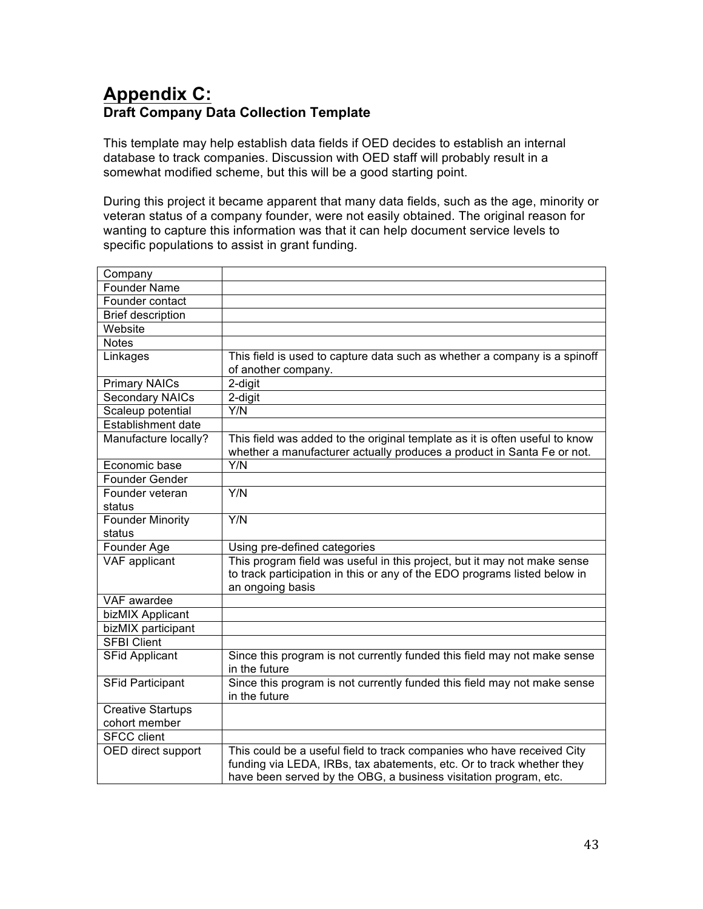# Appendix C:

## Draft Company Data Collection Template

This template may help establish data fields if OED decides to establish an internal database to track companies. Discussion with OED staff will probably result in a somewhat modified scheme, but this will be a good starting point.

During this project it became apparent that many data fields, such as the age, minority or veteran status of a company founder, were not easily obtained. The original reason for wanting to capture this information was that it can help document service levels to specific populations to assist in grant funding.

| | |
|---|---|
| Company | |
| Founder Name | |
| Founder contact | |
| Brief description | |
| Website | |
| Notes | |
| Linkages | This field is used to capture data such as whether a company is a spinoff of another company. |
| Primary NAICs | 2-digit |
| Secondary NAICs | 2-digit |
| Scaleup potential | Y/N |
| Establishment date | |
| Manufacture locally? | This field was added to the original template as it is often useful to know whether a manufacturer actually produces a product in Santa Fe or not. |
| Economic base | Y/N |
| Founder Gender | |
| Founder veteran status | Y/N |
| Founder Minority status | Y/N |
| Founder Age | Using pre-defined categories |
| VAF applicant | This program field was useful in this project, but it may not make sense to track participation in this or any of the EDO programs listed below in an ongoing basis |
| VAF awardee | |
| bizMIX Applicant | |
| bizMIX participant | |
| SFBI Client | |
| SFid Applicant | Since this program is not currently funded this field may not make sense in the future |
| SFid Participant | Since this program is not currently funded this field may not make sense in the future |
| Creative Startups cohort member | |
| SFCC client | |
| OED direct support | This could be a useful field to track companies who have received City funding via LEDA, IRBs, tax abatements, etc. Or to track whether they have been served by the OBG, a business visitation program, etc. |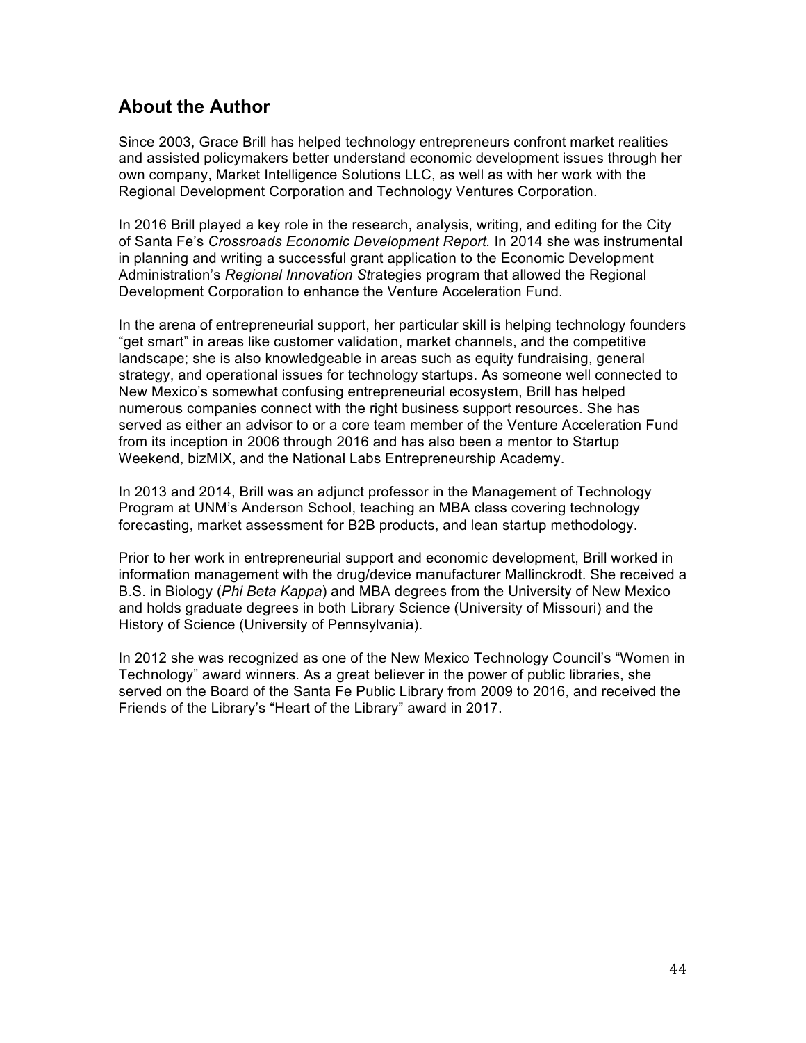## About the Author

Since 2003, Grace Brill has helped technology entrepreneurs confront market realities and assisted policymakers better understand economic development issues through her own company, Market Intelligence Solutions LLC, as well as with her work with the Regional Development Corporation and Technology Ventures Corporation.

In 2016 Brill played a key role in the research, analysis, writing, and editing for the City of Santa Fe's *Crossroads Economic Development Report.* In 2014 she was instrumental in planning and writing a successful grant application to the Economic Development Administration's *Regional Innovation St*rategies program that allowed the Regional Development Corporation to enhance the Venture Acceleration Fund.

In the arena of entrepreneurial support, her particular skill is helping technology founders "get smart" in areas like customer validation, market channels, and the competitive landscape; she is also knowledgeable in areas such as equity fundraising, general strategy, and operational issues for technology startups. As someone well connected to New Mexico's somewhat confusing entrepreneurial ecosystem, Brill has helped numerous companies connect with the right business support resources. She has served as either an advisor to or a core team member of the Venture Acceleration Fund from its inception in 2006 through 2016 and has also been a mentor to Startup Weekend, bizMIX, and the National Labs Entrepreneurship Academy.

In 2013 and 2014, Brill was an adjunct professor in the Management of Technology Program at UNM's Anderson School, teaching an MBA class covering technology forecasting, market assessment for B2B products, and lean startup methodology.

Prior to her work in entrepreneurial support and economic development, Brill worked in information management with the drug/device manufacturer Mallinckrodt. She received a B.S. in Biology (*Phi Beta Kappa*) and MBA degrees from the University of New Mexico and holds graduate degrees in both Library Science (University of Missouri) and the History of Science (University of Pennsylvania).

In 2012 she was recognized as one of the New Mexico Technology Council's "Women in Technology" award winners. As a great believer in the power of public libraries, she served on the Board of the Santa Fe Public Library from 2009 to 2016, and received the Friends of the Library's "Heart of the Library" award in 2017.